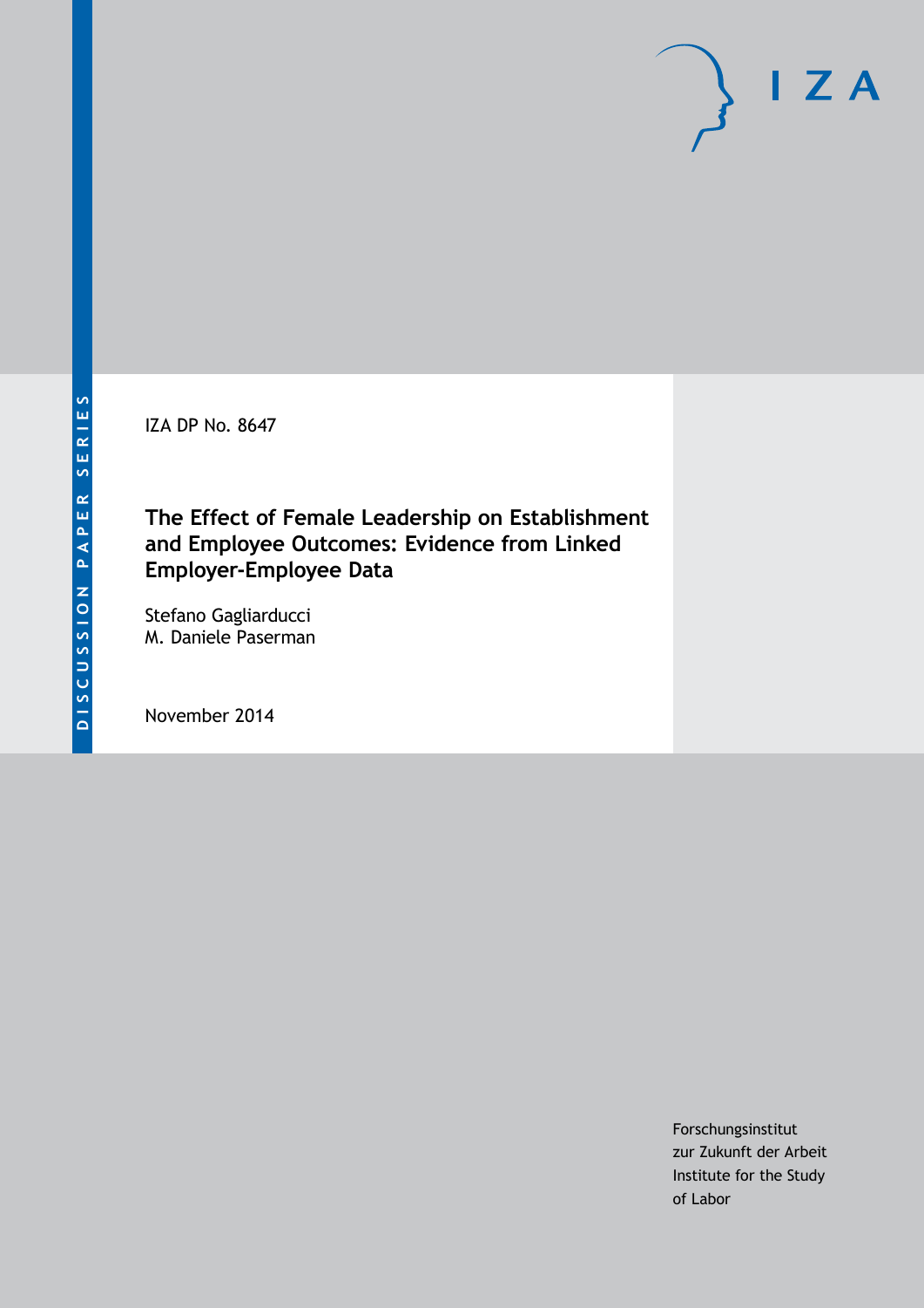DISCUSSION PAPER SERIES

IZA

IZA DP No. 8647

# The Effect of Female Leadership on Establishment and Employee Outcomes: Evidence from Linked Employer-Employee Data

Stefano Gagliarducci
M. Daniele Paserman

November 2014

Forschungsinstitut
zur Zukunft der Arbeit
Institute for the Study
of Labor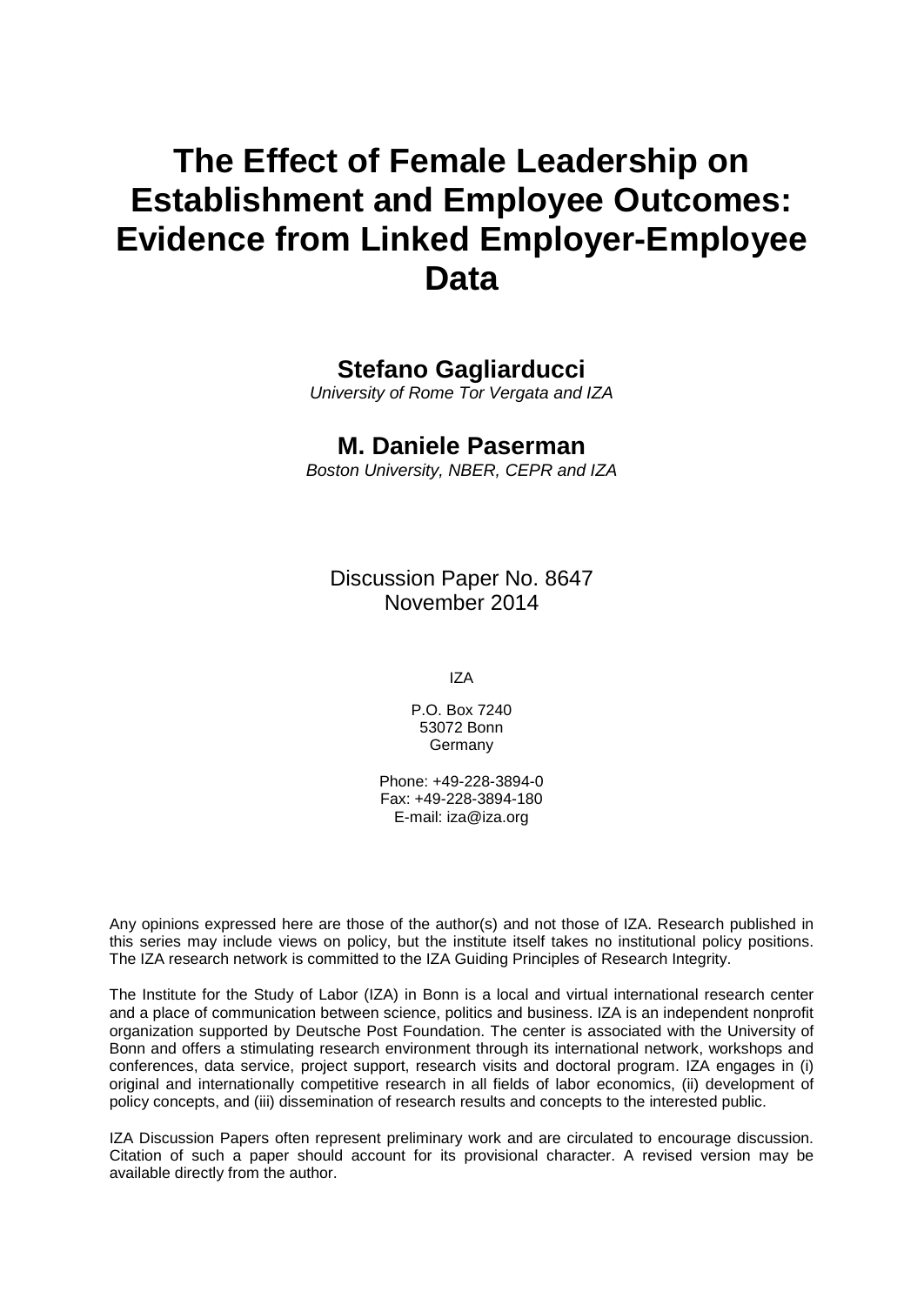# The Effect of Female Leadership on Establishment and Employee Outcomes: Evidence from Linked Employer-Employee Data

**Stefano Gagliarducci**

*University of Rome Tor Vergata and IZA*

**M. Daniele Paserman**

*Boston University, NBER, CEPR and IZA*

Discussion Paper No. 8647
November 2014

IZA

P.O. Box 7240
53072 Bonn
Germany

Phone: +49-228-3894-0
Fax: +49-228-3894-180
E-mail: iza@iza.org

Any opinions expressed here are those of the author(s) and not those of IZA. Research published in this series may include views on policy, but the institute itself takes no institutional policy positions. The IZA research network is committed to the IZA Guiding Principles of Research Integrity.

The Institute for the Study of Labor (IZA) in Bonn is a local and virtual international research center and a place of communication between science, politics and business. IZA is an independent nonprofit organization supported by Deutsche Post Foundation. The center is associated with the University of Bonn and offers a stimulating research environment through its international network, workshops and conferences, data service, project support, research visits and doctoral program. IZA engages in (i) original and internationally competitive research in all fields of labor economics, (ii) development of policy concepts, and (iii) dissemination of research results and concepts to the interested public.

IZA Discussion Papers often represent preliminary work and are circulated to encourage discussion. Citation of such a paper should account for its provisional character. A revised version may be available directly from the author.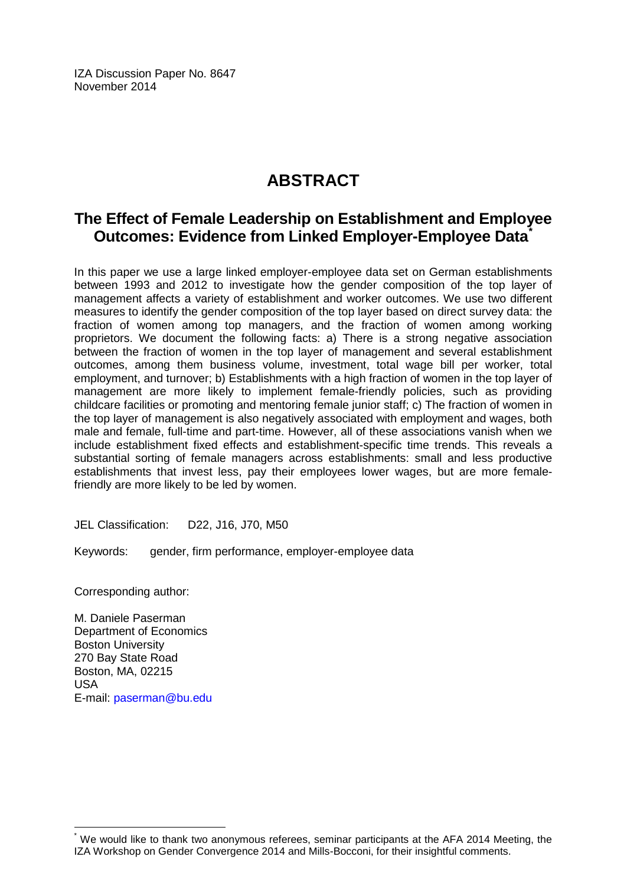IZA Discussion Paper No. 8647
November 2014

# ABSTRACT

## The Effect of Female Leadership on Establishment and Employee Outcomes: Evidence from Linked Employer-Employee Data[*]

In this paper we use a large linked employer-employee data set on German establishments between 1993 and 2012 to investigate how the gender composition of the top layer of management affects a variety of establishment and worker outcomes. We use two different measures to identify the gender composition of the top layer based on direct survey data: the fraction of women among top managers, and the fraction of women among working proprietors. We document the following facts: a) There is a strong negative association between the fraction of women in the top layer of management and several establishment outcomes, among them business volume, investment, total wage bill per worker, total employment, and turnover; b) Establishments with a high fraction of women in the top layer of management are more likely to implement female-friendly policies, such as providing childcare facilities or promoting and mentoring female junior staff; c) The fraction of women in the top layer of management is also negatively associated with employment and wages, both male and female, full-time and part-time. However, all of these associations vanish when we include establishment fixed effects and establishment-specific time trends. This reveals a substantial sorting of female managers across establishments: small and less productive establishments that invest less, pay their employees lower wages, but are more female-friendly are more likely to be led by women.

JEL Classification: D22, J16, J70, M50

Keywords: gender, firm performance, employer-employee data

Corresponding author:

M. Daniele Paserman
Department of Economics
Boston University
270 Bay State Road
Boston, MA, 02215
USA
E-mail: paserman@bu.edu

[*] We would like to thank two anonymous referees, seminar participants at the AFA 2014 Meeting, the IZA Workshop on Gender Convergence 2014 and Mills-Bocconi, for their insightful comments.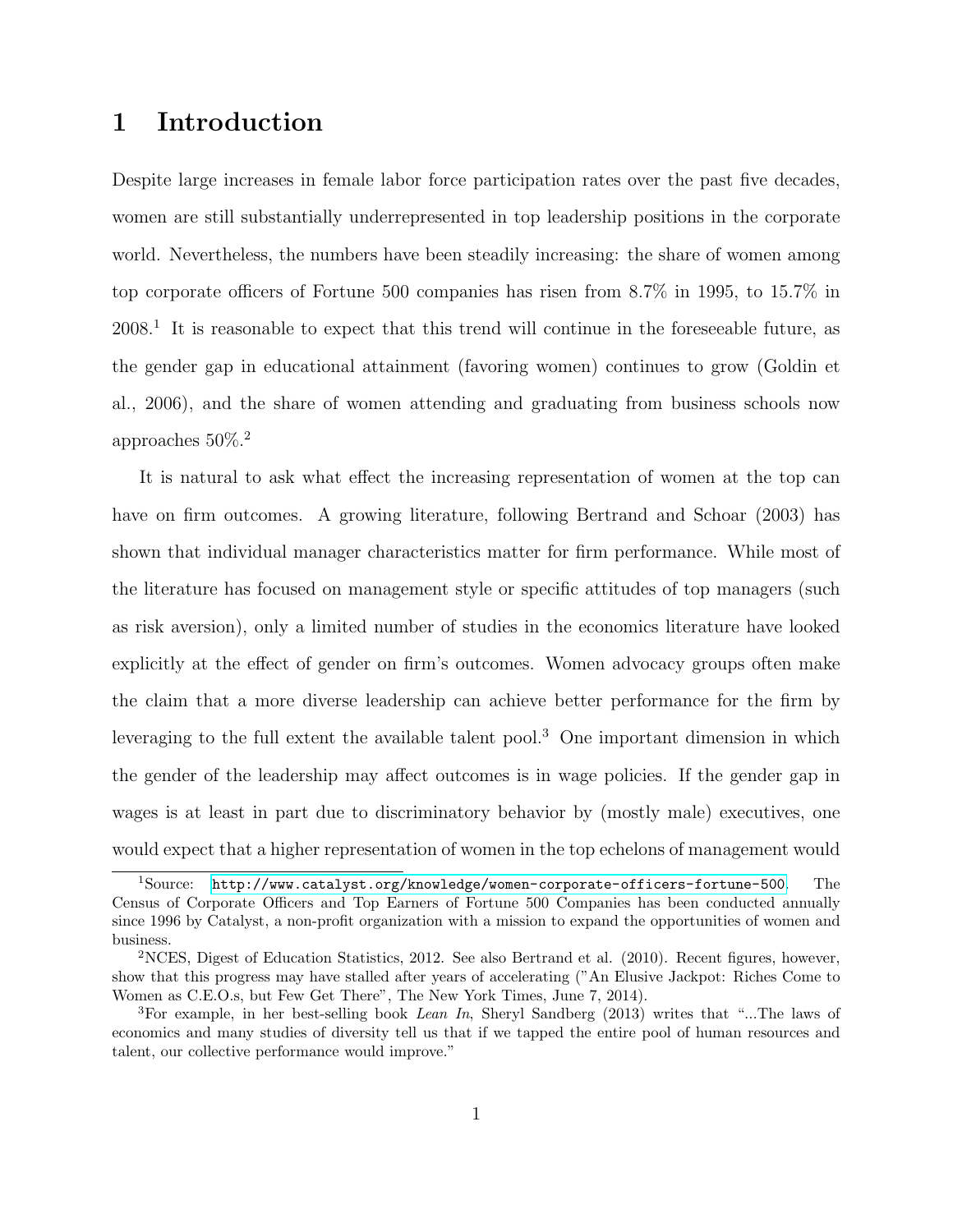# 1 Introduction

Despite large increases in female labor force participation rates over the past five decades, women are still substantially underrepresented in top leadership positions in the corporate world. Nevertheless, the numbers have been steadily increasing: the share of women among top corporate officers of Fortune 500 companies has risen from 8.7% in 1995, to 15.7% in 2008.[1] It is reasonable to expect that this trend will continue in the foreseeable future, as the gender gap in educational attainment (favoring women) continues to grow (Goldin et al., 2006), and the share of women attending and graduating from business schools now approaches 50%.[2]

It is natural to ask what effect the increasing representation of women at the top can have on firm outcomes. A growing literature, following Bertrand and Schoar (2003) has shown that individual manager characteristics matter for firm performance. While most of the literature has focused on management style or specific attitudes of top managers (such as risk aversion), only a limited number of studies in the economics literature have looked explicitly at the effect of gender on firm's outcomes. Women advocacy groups often make the claim that a more diverse leadership can achieve better performance for the firm by leveraging to the full extent the available talent pool.[3] One important dimension in which the gender of the leadership may affect outcomes is in wage policies. If the gender gap in wages is at least in part due to discriminatory behavior by (mostly male) executives, one would expect that a higher representation of women in the top echelons of management would

---

[1] Source: http://www.catalyst.org/knowledge/women-corporate-officers-fortune-500. The Census of Corporate Officers and Top Earners of Fortune 500 Companies has been conducted annually since 1996 by Catalyst, a non-profit organization with a mission to expand the opportunities of women and business.

[2] NCES, Digest of Education Statistics, 2012. See also Bertrand et al. (2010). Recent figures, however, show that this progress may have stalled after years of accelerating ("An Elusive Jackpot: Riches Come to Women as C.E.O.s, but Few Get There", The New York Times, June 7, 2014).

[3] For example, in her best-selling book *Lean In*, Sheryl Sandberg (2013) writes that "...The laws of economics and many studies of diversity tell us that if we tapped the entire pool of human resources and talent, our collective performance would improve."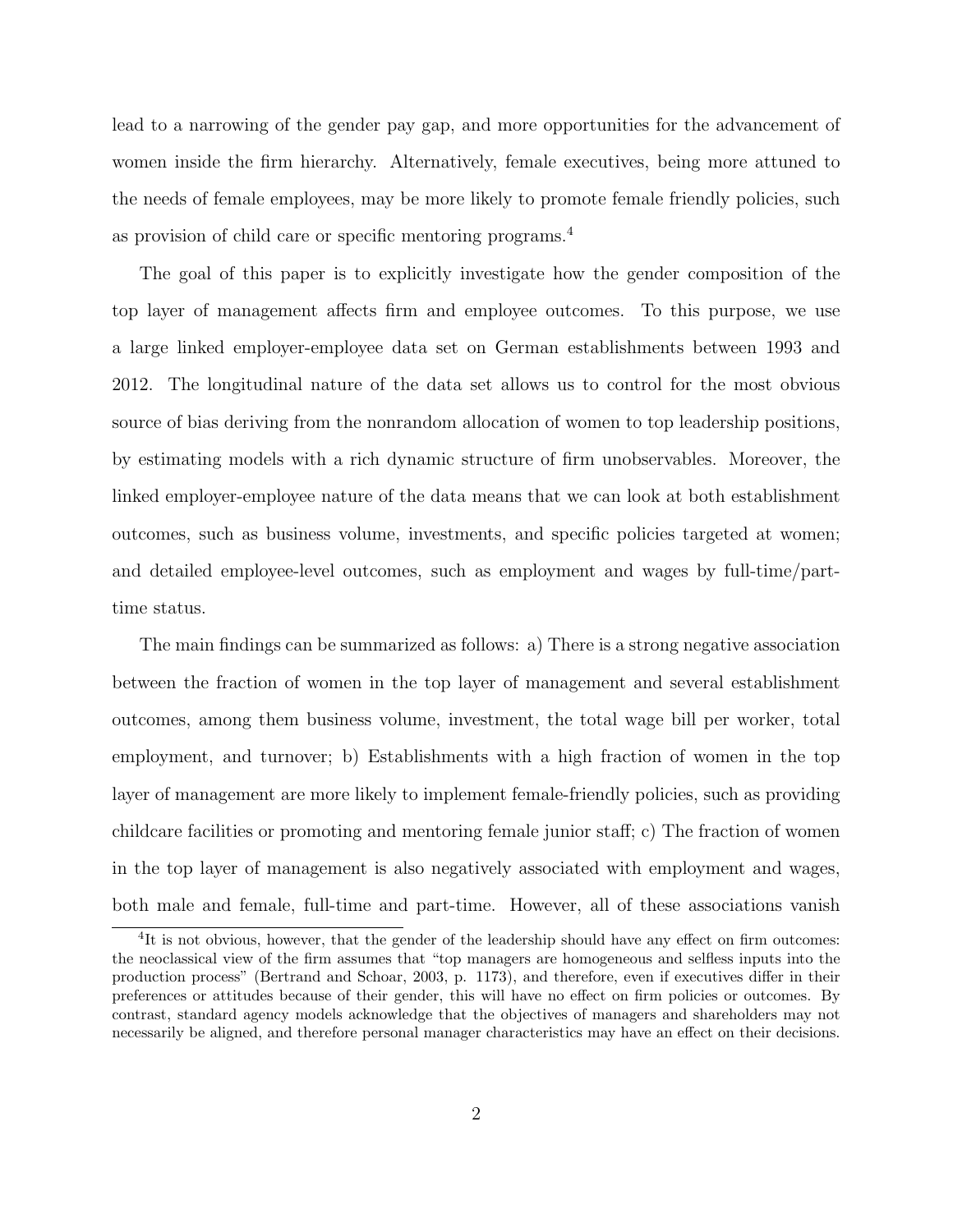lead to a narrowing of the gender pay gap, and more opportunities for the advancement of women inside the firm hierarchy. Alternatively, female executives, being more attuned to the needs of female employees, may be more likely to promote female friendly policies, such as provision of child care or specific mentoring programs.[4]

The goal of this paper is to explicitly investigate how the gender composition of the top layer of management affects firm and employee outcomes. To this purpose, we use a large linked employer-employee data set on German establishments between 1993 and 2012. The longitudinal nature of the data set allows us to control for the most obvious source of bias deriving from the nonrandom allocation of women to top leadership positions, by estimating models with a rich dynamic structure of firm unobservables. Moreover, the linked employer-employee nature of the data means that we can look at both establishment outcomes, such as business volume, investments, and specific policies targeted at women; and detailed employee-level outcomes, such as employment and wages by full-time/part-time status.

The main findings can be summarized as follows: a) There is a strong negative association between the fraction of women in the top layer of management and several establishment outcomes, among them business volume, investment, the total wage bill per worker, total employment, and turnover; b) Establishments with a high fraction of women in the top layer of management are more likely to implement female-friendly policies, such as providing childcare facilities or promoting and mentoring female junior staff; c) The fraction of women in the top layer of management is also negatively associated with employment and wages, both male and female, full-time and part-time. However, all of these associations vanish

[4] It is not obvious, however, that the gender of the leadership should have any effect on firm outcomes: the neoclassical view of the firm assumes that "top managers are homogeneous and selfless inputs into the production process" (Bertrand and Schoar, 2003, p. 1173), and therefore, even if executives differ in their preferences or attitudes because of their gender, this will have no effect on firm policies or outcomes. By contrast, standard agency models acknowledge that the objectives of managers and shareholders may not necessarily be aligned, and therefore personal manager characteristics may have an effect on their decisions.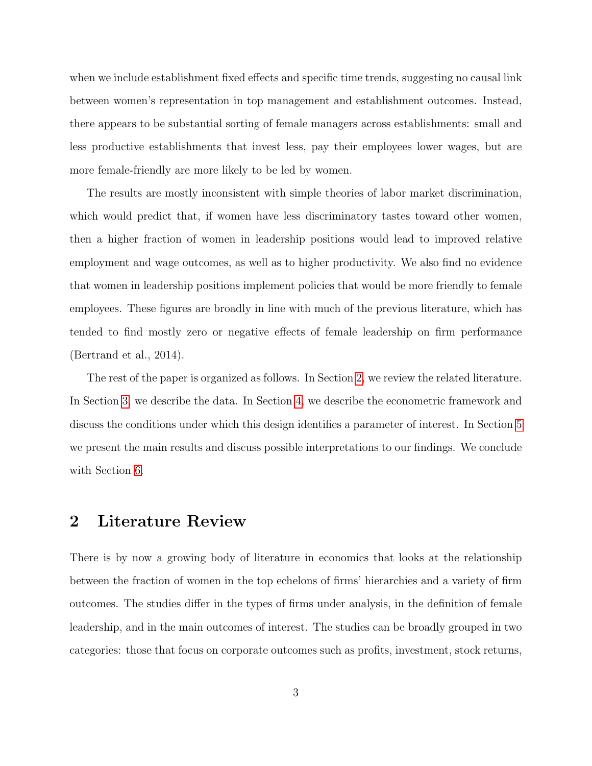when we include establishment fixed effects and specific time trends, suggesting no causal link between women's representation in top management and establishment outcomes. Instead, there appears to be substantial sorting of female managers across establishments: small and less productive establishments that invest less, pay their employees lower wages, but are more female-friendly are more likely to be led by women.

The results are mostly inconsistent with simple theories of labor market discrimination, which would predict that, if women have less discriminatory tastes toward other women, then a higher fraction of women in leadership positions would lead to improved relative employment and wage outcomes, as well as to higher productivity. We also find no evidence that women in leadership positions implement policies that would be more friendly to female employees. These figures are broadly in line with much of the previous literature, which has tended to find mostly zero or negative effects of female leadership on firm performance (Bertrand et al., 2014).

The rest of the paper is organized as follows. In Section 2, we review the related literature. In Section 3, we describe the data. In Section 4, we describe the econometric framework and discuss the conditions under which this design identifies a parameter of interest. In Section 5 we present the main results and discuss possible interpretations to our findings. We conclude with Section 6.

## 2 Literature Review

There is by now a growing body of literature in economics that looks at the relationship between the fraction of women in the top echelons of firms' hierarchies and a variety of firm outcomes. The studies differ in the types of firms under analysis, in the definition of female leadership, and in the main outcomes of interest. The studies can be broadly grouped in two categories: those that focus on corporate outcomes such as profits, investment, stock returns,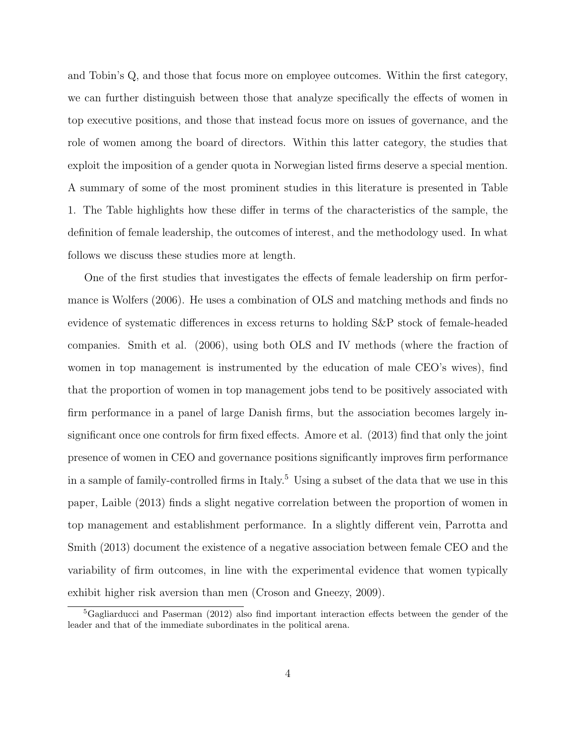and Tobin's Q, and those that focus more on employee outcomes. Within the first category, we can further distinguish between those that analyze specifically the effects of women in top executive positions, and those that instead focus more on issues of governance, and the role of women among the board of directors. Within this latter category, the studies that exploit the imposition of a gender quota in Norwegian listed firms deserve a special mention. A summary of some of the most prominent studies in this literature is presented in Table 1. The Table highlights how these differ in terms of the characteristics of the sample, the definition of female leadership, the outcomes of interest, and the methodology used. In what follows we discuss these studies more at length.

One of the first studies that investigates the effects of female leadership on firm performance is Wolfers (2006). He uses a combination of OLS and matching methods and finds no evidence of systematic differences in excess returns to holding S&P stock of female-headed companies. Smith et al. (2006), using both OLS and IV methods (where the fraction of women in top management is instrumented by the education of male CEO's wives), find that the proportion of women in top management jobs tend to be positively associated with firm performance in a panel of large Danish firms, but the association becomes largely insignificant once one controls for firm fixed effects. Amore et al. (2013) find that only the joint presence of women in CEO and governance positions significantly improves firm performance in a sample of family-controlled firms in Italy.[5] Using a subset of the data that we use in this paper, Laible (2013) finds a slight negative correlation between the proportion of women in top management and establishment performance. In a slightly different vein, Parrotta and Smith (2013) document the existence of a negative association between female CEO and the variability of firm outcomes, in line with the experimental evidence that women typically exhibit higher risk aversion than men (Croson and Gneezy, 2009).

[5] Gagliarducci and Paserman (2012) also find important interaction effects between the gender of the leader and that of the immediate subordinates in the political arena.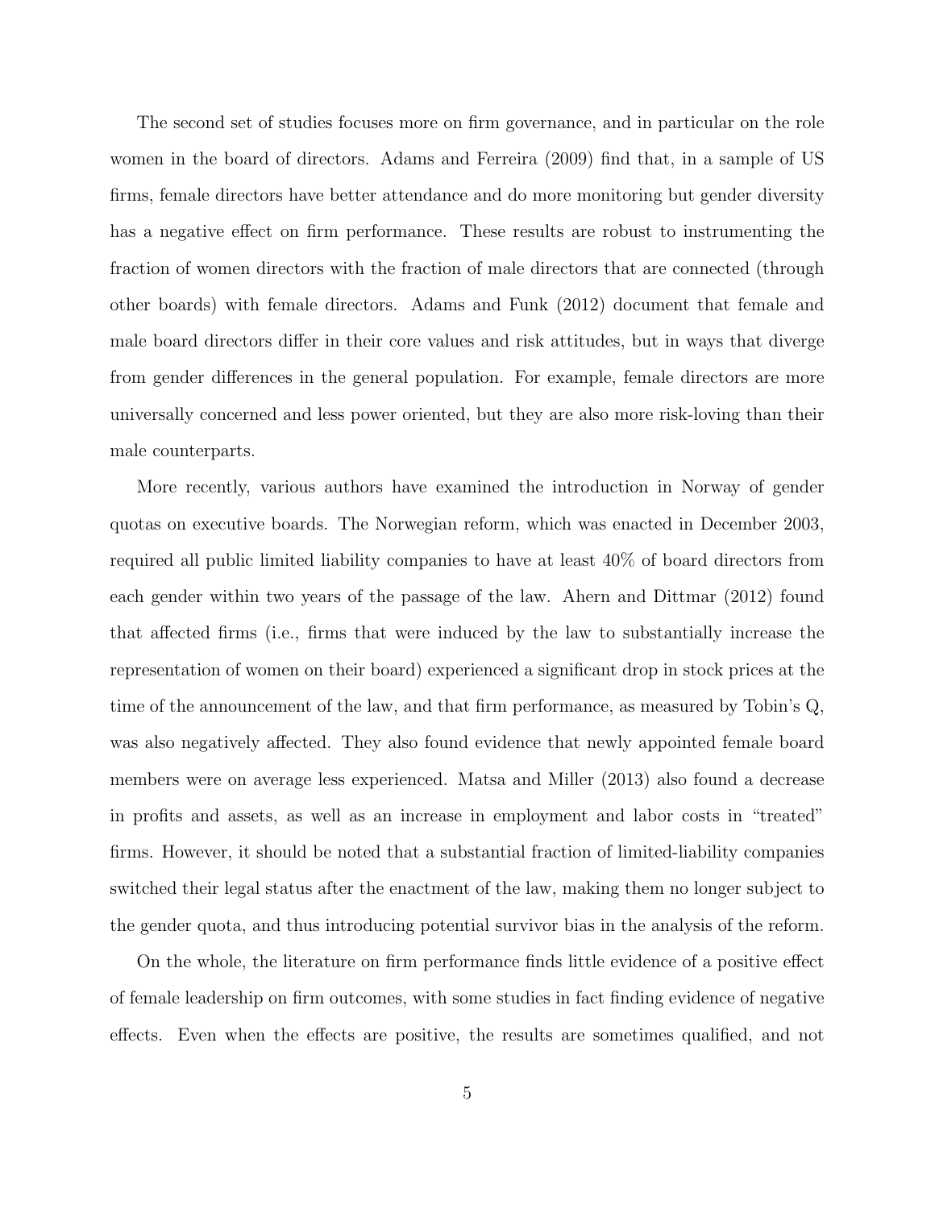The second set of studies focuses more on firm governance, and in particular on the role women in the board of directors. Adams and Ferreira (2009) find that, in a sample of US firms, female directors have better attendance and do more monitoring but gender diversity has a negative effect on firm performance. These results are robust to instrumenting the fraction of women directors with the fraction of male directors that are connected (through other boards) with female directors. Adams and Funk (2012) document that female and male board directors differ in their core values and risk attitudes, but in ways that diverge from gender differences in the general population. For example, female directors are more universally concerned and less power oriented, but they are also more risk-loving than their male counterparts.

More recently, various authors have examined the introduction in Norway of gender quotas on executive boards. The Norwegian reform, which was enacted in December 2003, required all public limited liability companies to have at least 40% of board directors from each gender within two years of the passage of the law. Ahern and Dittmar (2012) found that affected firms (i.e., firms that were induced by the law to substantially increase the representation of women on their board) experienced a significant drop in stock prices at the time of the announcement of the law, and that firm performance, as measured by Tobin's Q, was also negatively affected. They also found evidence that newly appointed female board members were on average less experienced. Matsa and Miller (2013) also found a decrease in profits and assets, as well as an increase in employment and labor costs in "treated" firms. However, it should be noted that a substantial fraction of limited-liability companies switched their legal status after the enactment of the law, making them no longer subject to the gender quota, and thus introducing potential survivor bias in the analysis of the reform.

On the whole, the literature on firm performance finds little evidence of a positive effect of female leadership on firm outcomes, with some studies in fact finding evidence of negative effects. Even when the effects are positive, the results are sometimes qualified, and not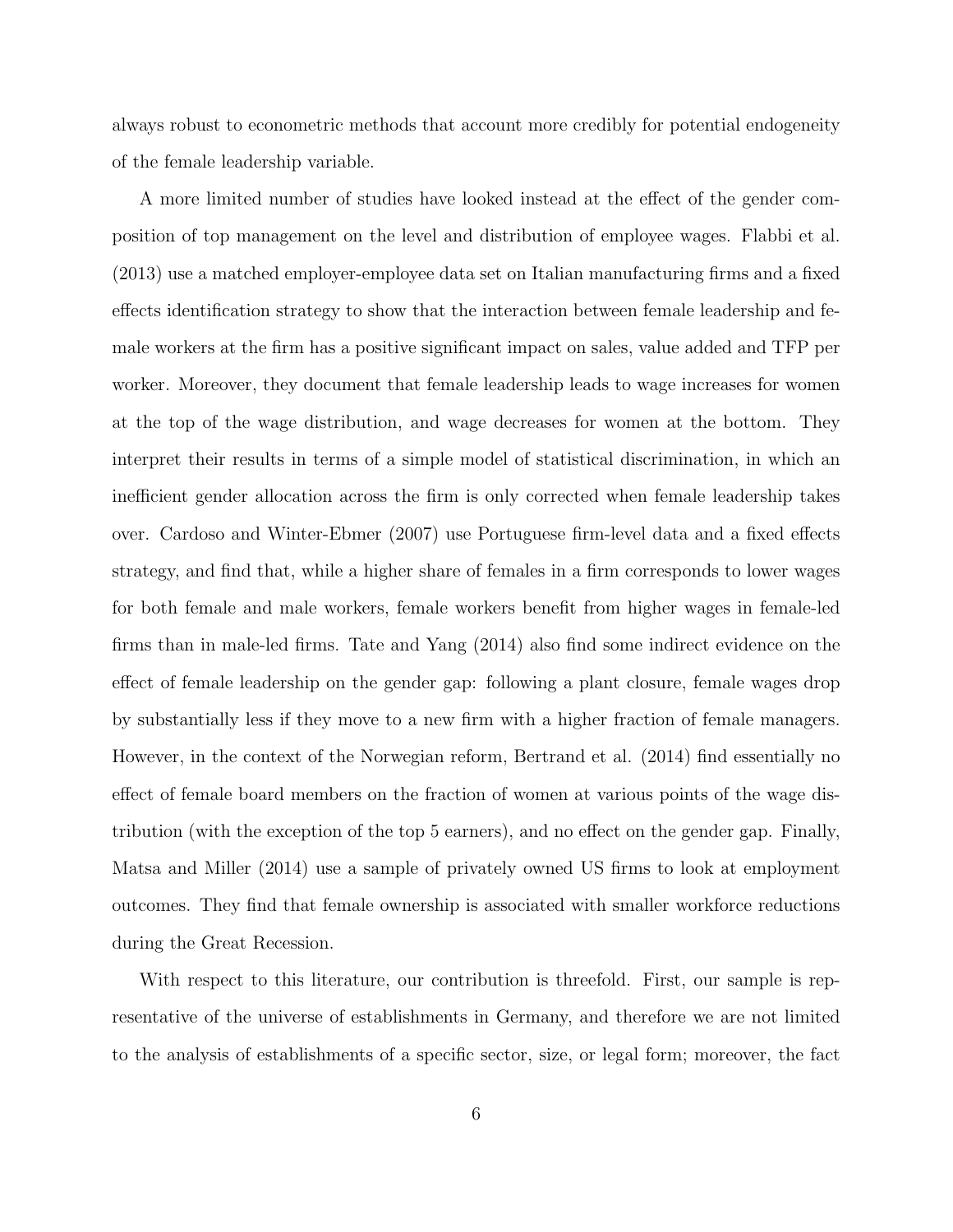always robust to econometric methods that account more credibly for potential endogeneity of the female leadership variable.

A more limited number of studies have looked instead at the effect of the gender composition of top management on the level and distribution of employee wages. Flabbi et al. (2013) use a matched employer-employee data set on Italian manufacturing firms and a fixed effects identification strategy to show that the interaction between female leadership and female workers at the firm has a positive significant impact on sales, value added and TFP per worker. Moreover, they document that female leadership leads to wage increases for women at the top of the wage distribution, and wage decreases for women at the bottom. They interpret their results in terms of a simple model of statistical discrimination, in which an inefficient gender allocation across the firm is only corrected when female leadership takes over. Cardoso and Winter-Ebmer (2007) use Portuguese firm-level data and a fixed effects strategy, and find that, while a higher share of females in a firm corresponds to lower wages for both female and male workers, female workers benefit from higher wages in female-led firms than in male-led firms. Tate and Yang (2014) also find some indirect evidence on the effect of female leadership on the gender gap: following a plant closure, female wages drop by substantially less if they move to a new firm with a higher fraction of female managers. However, in the context of the Norwegian reform, Bertrand et al. (2014) find essentially no effect of female board members on the fraction of women at various points of the wage distribution (with the exception of the top 5 earners), and no effect on the gender gap. Finally, Matsa and Miller (2014) use a sample of privately owned US firms to look at employment outcomes. They find that female ownership is associated with smaller workforce reductions during the Great Recession.

With respect to this literature, our contribution is threefold. First, our sample is representative of the universe of establishments in Germany, and therefore we are not limited to the analysis of establishments of a specific sector, size, or legal form; moreover, the fact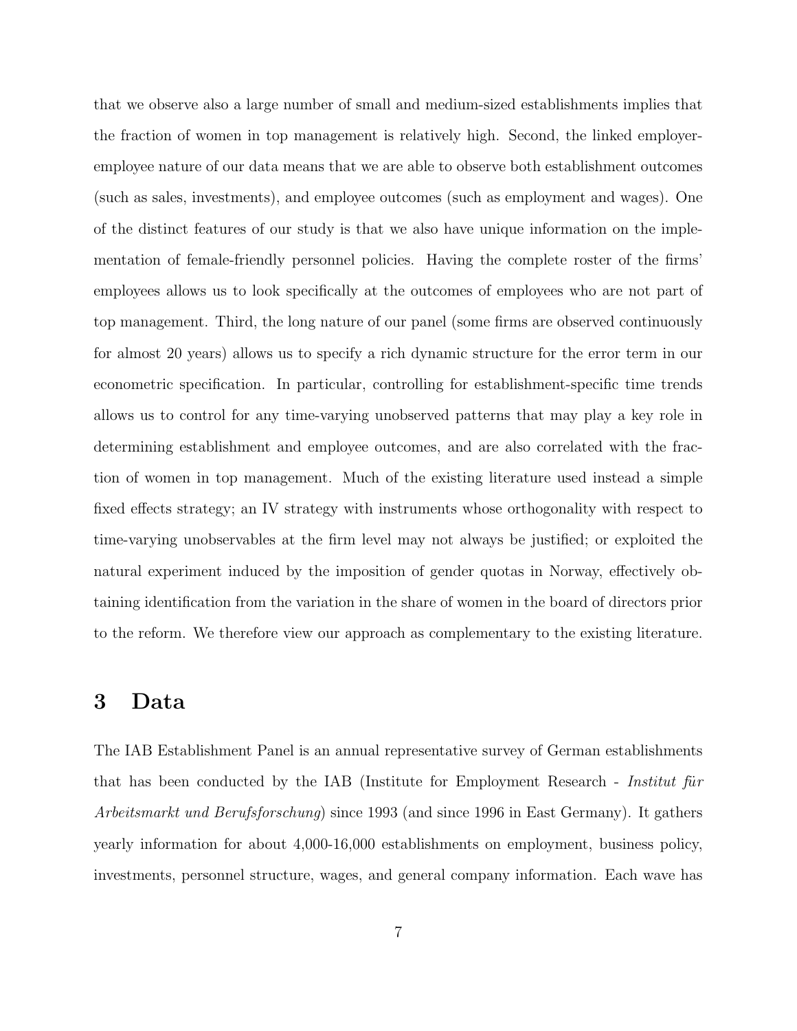that we observe also a large number of small and medium-sized establishments implies that the fraction of women in top management is relatively high. Second, the linked employer-employee nature of our data means that we are able to observe both establishment outcomes (such as sales, investments), and employee outcomes (such as employment and wages). One of the distinct features of our study is that we also have unique information on the implementation of female-friendly personnel policies. Having the complete roster of the firms' employees allows us to look specifically at the outcomes of employees who are not part of top management. Third, the long nature of our panel (some firms are observed continuously for almost 20 years) allows us to specify a rich dynamic structure for the error term in our econometric specification. In particular, controlling for establishment-specific time trends allows us to control for any time-varying unobserved patterns that may play a key role in determining establishment and employee outcomes, and are also correlated with the fraction of women in top management. Much of the existing literature used instead a simple fixed effects strategy; an IV strategy with instruments whose orthogonality with respect to time-varying unobservables at the firm level may not always be justified; or exploited the natural experiment induced by the imposition of gender quotas in Norway, effectively obtaining identification from the variation in the share of women in the board of directors prior to the reform. We therefore view our approach as complementary to the existing literature.

# 3 Data

The IAB Establishment Panel is an annual representative survey of German establishments that has been conducted by the IAB (Institute for Employment Research - *Institut für Arbeitsmarkt und Berufsforschung*) since 1993 (and since 1996 in East Germany). It gathers yearly information for about 4,000-16,000 establishments on employment, business policy, investments, personnel structure, wages, and general company information. Each wave has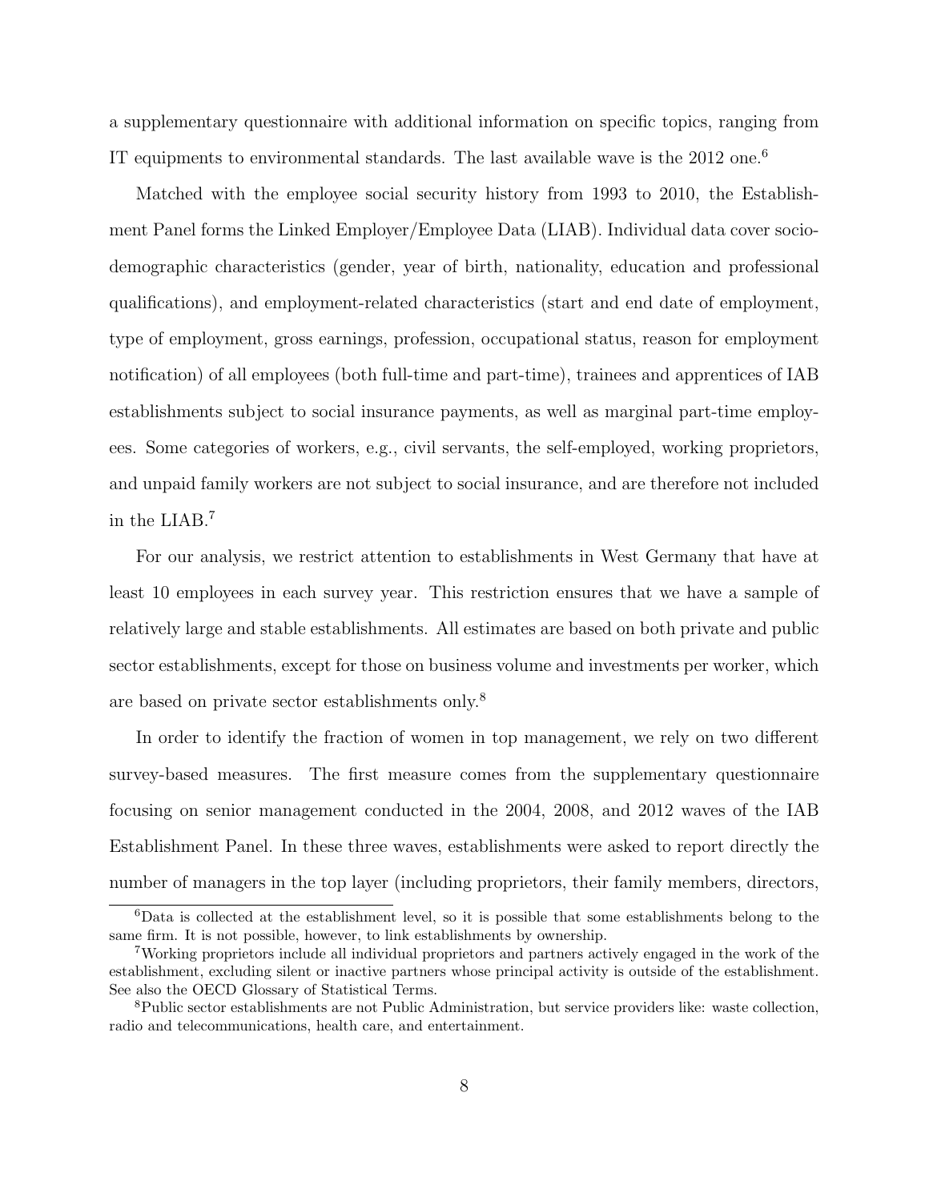a supplementary questionnaire with additional information on specific topics, ranging from IT equipments to environmental standards. The last available wave is the 2012 one.[6]

Matched with the employee social security history from 1993 to 2010, the Establishment Panel forms the Linked Employer/Employee Data (LIAB). Individual data cover socio-demographic characteristics (gender, year of birth, nationality, education and professional qualifications), and employment-related characteristics (start and end date of employment, type of employment, gross earnings, profession, occupational status, reason for employment notification) of all employees (both full-time and part-time), trainees and apprentices of IAB establishments subject to social insurance payments, as well as marginal part-time employees. Some categories of workers, e.g., civil servants, the self-employed, working proprietors, and unpaid family workers are not subject to social insurance, and are therefore not included in the LIAB.[7]

For our analysis, we restrict attention to establishments in West Germany that have at least 10 employees in each survey year. This restriction ensures that we have a sample of relatively large and stable establishments. All estimates are based on both private and public sector establishments, except for those on business volume and investments per worker, which are based on private sector establishments only.[8]

In order to identify the fraction of women in top management, we rely on two different survey-based measures. The first measure comes from the supplementary questionnaire focusing on senior management conducted in the 2004, 2008, and 2012 waves of the IAB Establishment Panel. In these three waves, establishments were asked to report directly the number of managers in the top layer (including proprietors, their family members, directors,

---

[6] Data is collected at the establishment level, so it is possible that some establishments belong to the same firm. It is not possible, however, to link establishments by ownership.

[7] Working proprietors include all individual proprietors and partners actively engaged in the work of the establishment, excluding silent or inactive partners whose principal activity is outside of the establishment. See also the OECD Glossary of Statistical Terms.

[8] Public sector establishments are not Public Administration, but service providers like: waste collection, radio and telecommunications, health care, and entertainment.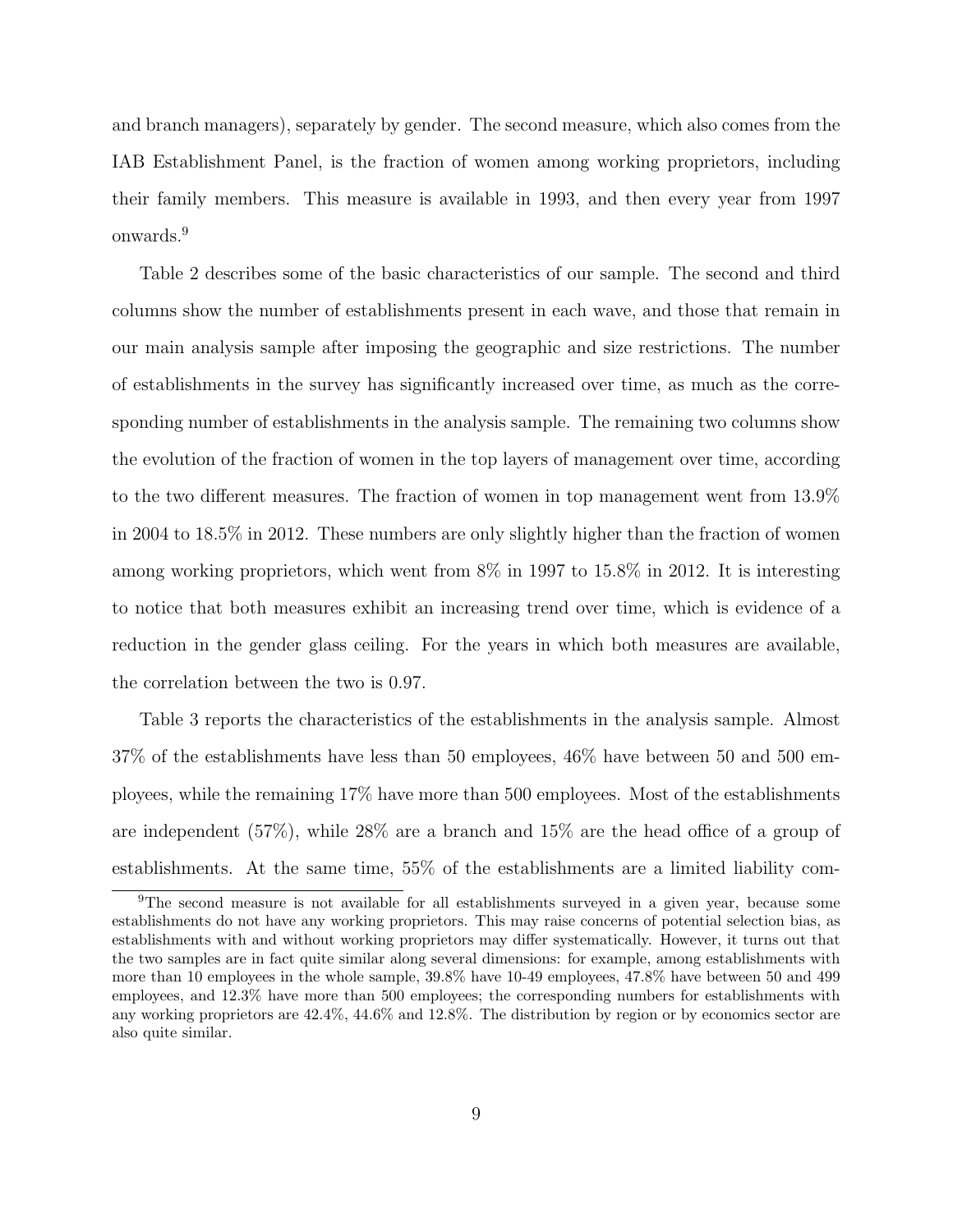and branch managers), separately by gender. The second measure, which also comes from the IAB Establishment Panel, is the fraction of women among working proprietors, including their family members. This measure is available in 1993, and then every year from 1997 onwards.[9]

Table 2 describes some of the basic characteristics of our sample. The second and third columns show the number of establishments present in each wave, and those that remain in our main analysis sample after imposing the geographic and size restrictions. The number of establishments in the survey has significantly increased over time, as much as the corresponding number of establishments in the analysis sample. The remaining two columns show the evolution of the fraction of women in the top layers of management over time, according to the two different measures. The fraction of women in top management went from 13.9% in 2004 to 18.5% in 2012. These numbers are only slightly higher than the fraction of women among working proprietors, which went from 8% in 1997 to 15.8% in 2012. It is interesting to notice that both measures exhibit an increasing trend over time, which is evidence of a reduction in the gender glass ceiling. For the years in which both measures are available, the correlation between the two is 0.97.

Table 3 reports the characteristics of the establishments in the analysis sample. Almost 37% of the establishments have less than 50 employees, 46% have between 50 and 500 employees, while the remaining 17% have more than 500 employees. Most of the establishments are independent (57%), while 28% are a branch and 15% are the head office of a group of establishments. At the same time, 55% of the establishments are a limited liability com-

[9] The second measure is not available for all establishments surveyed in a given year, because some establishments do not have any working proprietors. This may raise concerns of potential selection bias, as establishments with and without working proprietors may differ systematically. However, it turns out that the two samples are in fact quite similar along several dimensions: for example, among establishments with more than 10 employees in the whole sample, 39.8% have 10-49 employees, 47.8% have between 50 and 499 employees, and 12.3% have more than 500 employees; the corresponding numbers for establishments with any working proprietors are 42.4%, 44.6% and 12.8%. The distribution by region or by economics sector are also quite similar.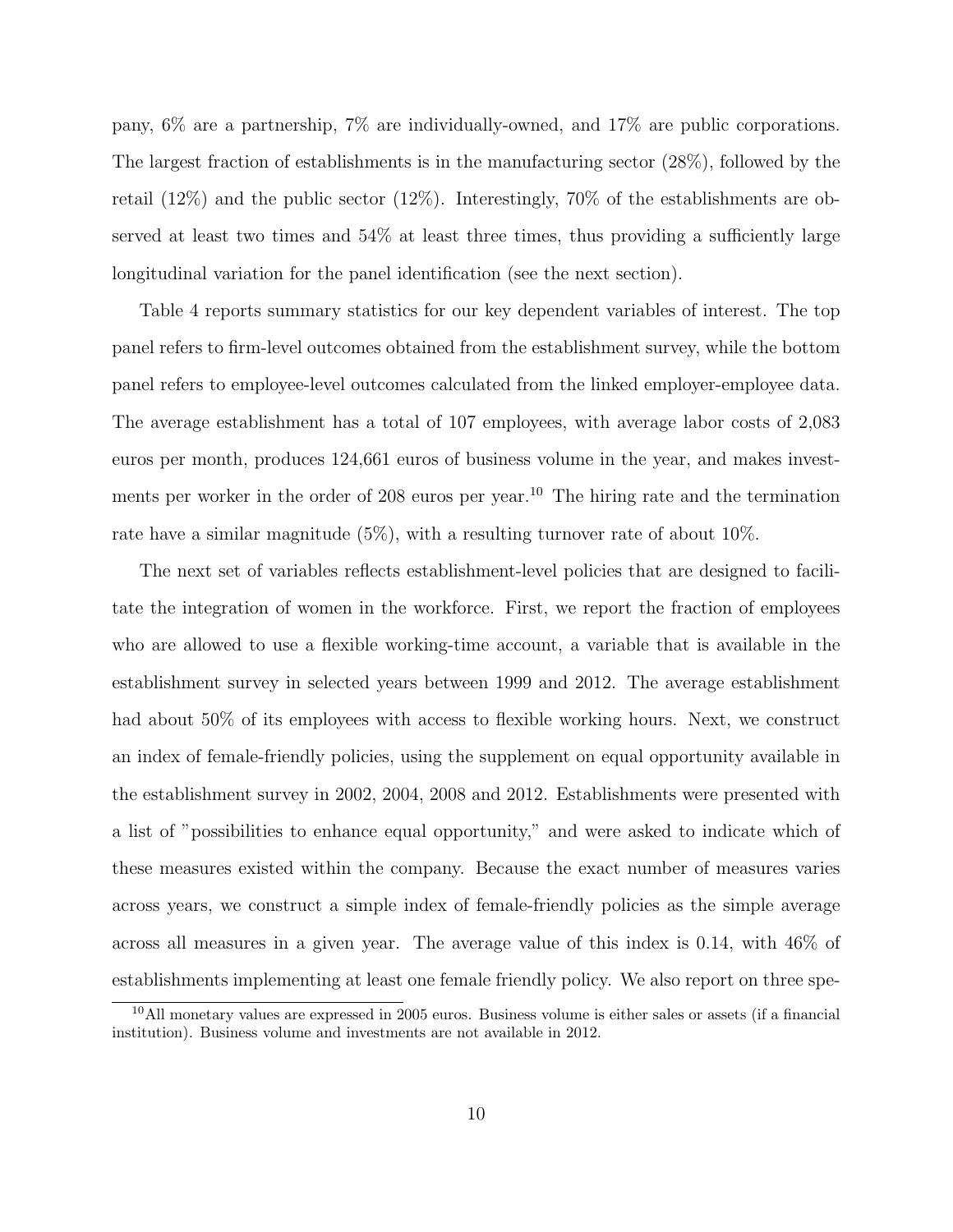pany, 6% are a partnership, 7% are individually-owned, and 17% are public corporations. The largest fraction of establishments is in the manufacturing sector (28%), followed by the retail (12%) and the public sector (12%). Interestingly, 70% of the establishments are observed at least two times and 54% at least three times, thus providing a sufficiently large longitudinal variation for the panel identification (see the next section).

Table 4 reports summary statistics for our key dependent variables of interest. The top panel refers to firm-level outcomes obtained from the establishment survey, while the bottom panel refers to employee-level outcomes calculated from the linked employer-employee data. The average establishment has a total of 107 employees, with average labor costs of 2,083 euros per month, produces 124,661 euros of business volume in the year, and makes investments per worker in the order of 208 euros per year.[10] The hiring rate and the termination rate have a similar magnitude (5%), with a resulting turnover rate of about 10%.

The next set of variables reflects establishment-level policies that are designed to facilitate the integration of women in the workforce. First, we report the fraction of employees who are allowed to use a flexible working-time account, a variable that is available in the establishment survey in selected years between 1999 and 2012. The average establishment had about 50% of its employees with access to flexible working hours. Next, we construct an index of female-friendly policies, using the supplement on equal opportunity available in the establishment survey in 2002, 2004, 2008 and 2012. Establishments were presented with a list of "possibilities to enhance equal opportunity," and were asked to indicate which of these measures existed within the company. Because the exact number of measures varies across years, we construct a simple index of female-friendly policies as the simple average across all measures in a given year. The average value of this index is 0.14, with 46% of establishments implementing at least one female friendly policy. We also report on three spe-

[10] All monetary values are expressed in 2005 euros. Business volume is either sales or assets (if a financial institution). Business volume and investments are not available in 2012.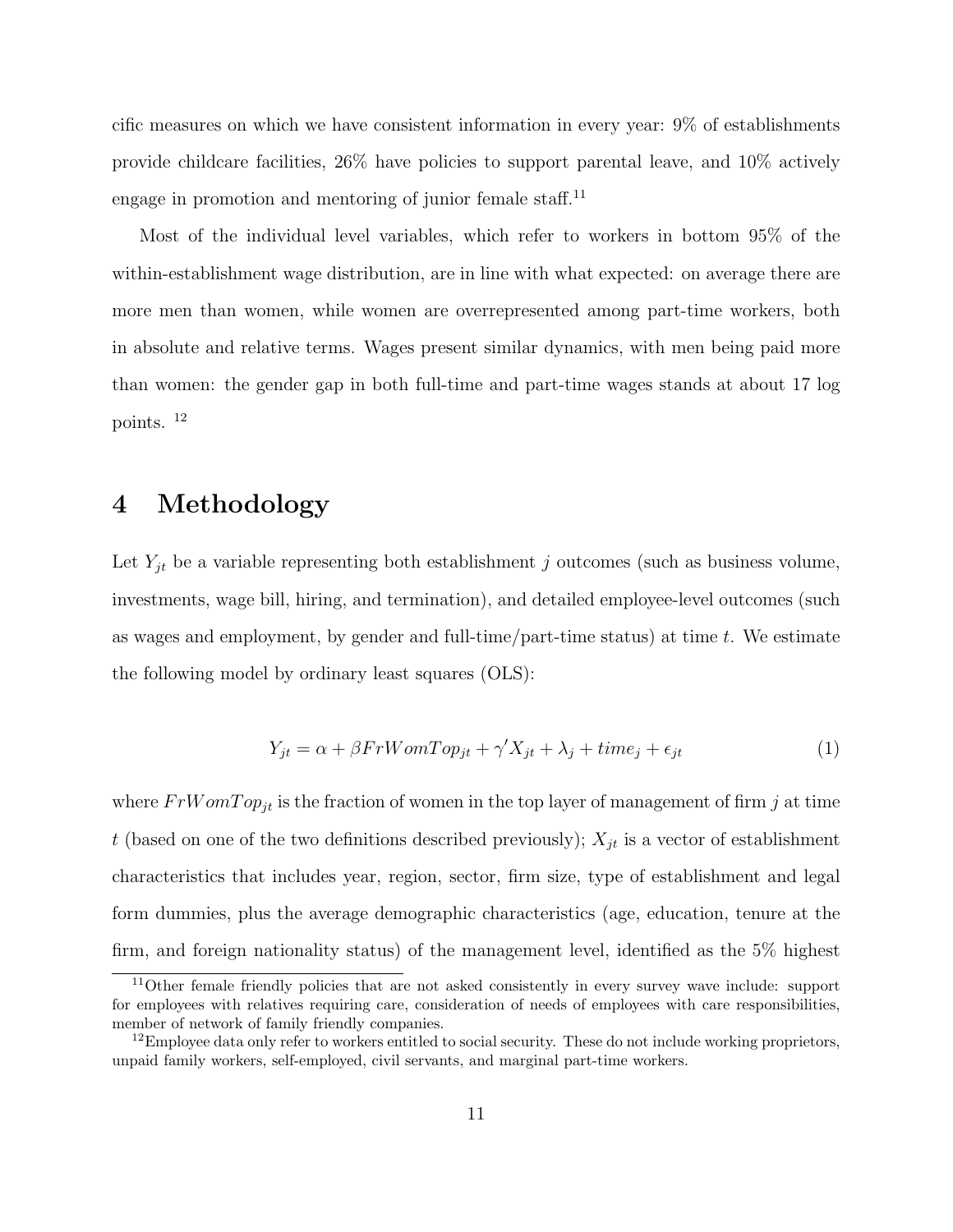cific measures on which we have consistent information in every year: 9% of establishments provide childcare facilities, 26% have policies to support parental leave, and 10% actively engage in promotion and mentoring of junior female staff.[11]

Most of the individual level variables, which refer to workers in bottom 95% of the within-establishment wage distribution, are in line with what expected: on average there are more men than women, while women are overrepresented among part-time workers, both in absolute and relative terms. Wages present similar dynamics, with men being paid more than women: the gender gap in both full-time and part-time wages stands at about 17 log points. [12]

# 4 Methodology

Let $Y_{jt}$ be a variable representing both establishment $j$ outcomes (such as business volume, investments, wage bill, hiring, and termination), and detailed employee-level outcomes (such as wages and employment, by gender and full-time/part-time status) at time $t$. We estimate the following model by ordinary least squares (OLS):

$$Y_{jt} = \alpha + \beta FrWomTop_{jt} + \gamma' X_{jt} + \lambda_j + time_j + \epsilon_{jt} \tag{1}$$

where $FrWomTop_{jt}$ is the fraction of women in the top layer of management of firm $j$ at time $t$ (based on one of the two definitions described previously); $X_{jt}$ is a vector of establishment characteristics that includes year, region, sector, firm size, type of establishment and legal form dummies, plus the average demographic characteristics (age, education, tenure at the firm, and foreign nationality status) of the management level, identified as the 5% highest

[11]Other female friendly policies that are not asked consistently in every survey wave include: support for employees with relatives requiring care, consideration of needs of employees with care responsibilities, member of network of family friendly companies.

[12]Employee data only refer to workers entitled to social security. These do not include working proprietors, unpaid family workers, self-employed, civil servants, and marginal part-time workers.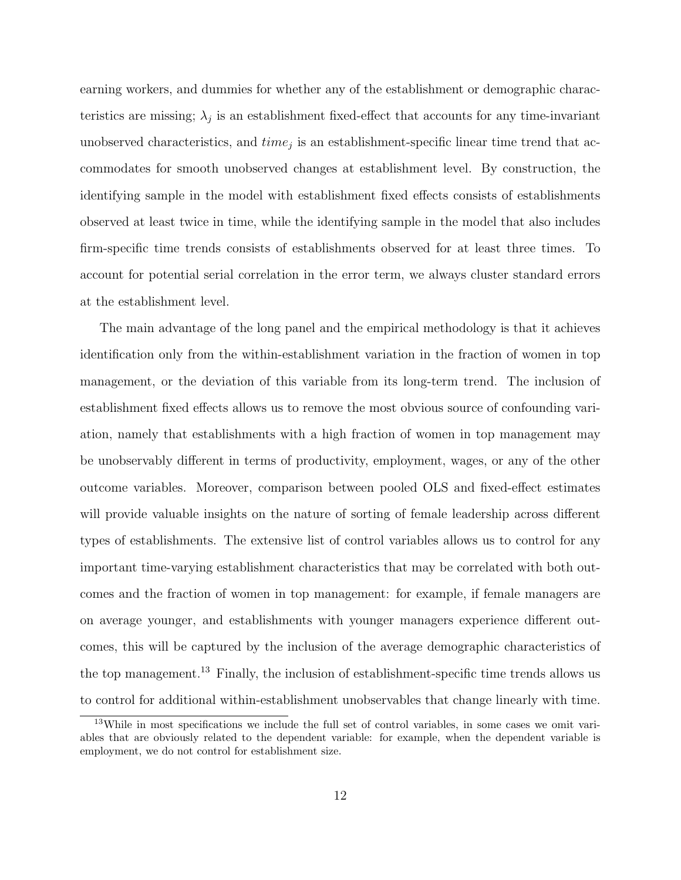earning workers, and dummies for whether any of the establishment or demographic characteristics are missing; $\lambda_j$ is an establishment fixed-effect that accounts for any time-invariant unobserved characteristics, and $time_j$ is an establishment-specific linear time trend that accommodates for smooth unobserved changes at establishment level. By construction, the identifying sample in the model with establishment fixed effects consists of establishments observed at least twice in time, while the identifying sample in the model that also includes firm-specific time trends consists of establishments observed for at least three times. To account for potential serial correlation in the error term, we always cluster standard errors at the establishment level.

The main advantage of the long panel and the empirical methodology is that it achieves identification only from the within-establishment variation in the fraction of women in top management, or the deviation of this variable from its long-term trend. The inclusion of establishment fixed effects allows us to remove the most obvious source of confounding variation, namely that establishments with a high fraction of women in top management may be unobservably different in terms of productivity, employment, wages, or any of the other outcome variables. Moreover, comparison between pooled OLS and fixed-effect estimates will provide valuable insights on the nature of sorting of female leadership across different types of establishments. The extensive list of control variables allows us to control for any important time-varying establishment characteristics that may be correlated with both outcomes and the fraction of women in top management: for example, if female managers are on average younger, and establishments with younger managers experience different outcomes, this will be captured by the inclusion of the average demographic characteristics of the top management.[13] Finally, the inclusion of establishment-specific time trends allows us to control for additional within-establishment unobservables that change linearly with time.

[13] While in most specifications we include the full set of control variables, in some cases we omit variables that are obviously related to the dependent variable: for example, when the dependent variable is employment, we do not control for establishment size.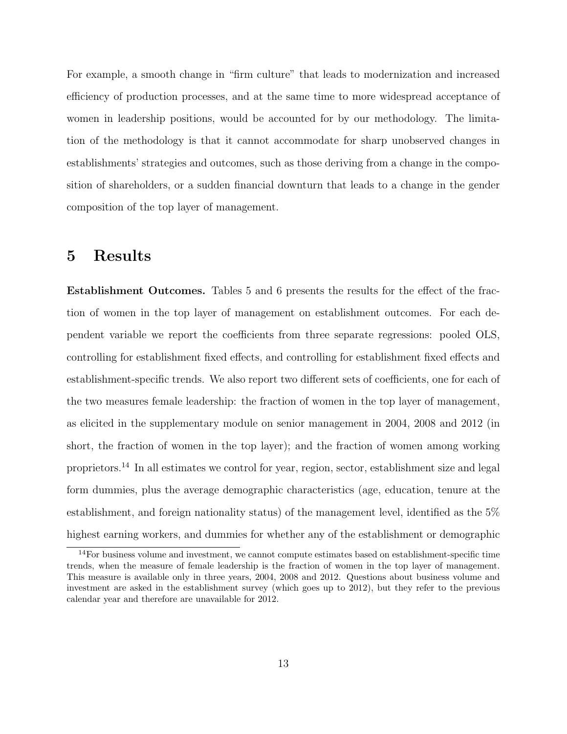For example, a smooth change in "firm culture" that leads to modernization and increased efficiency of production processes, and at the same time to more widespread acceptance of women in leadership positions, would be accounted for by our methodology. The limitation of the methodology is that it cannot accommodate for sharp unobserved changes in establishments' strategies and outcomes, such as those deriving from a change in the composition of shareholders, or a sudden financial downturn that leads to a change in the gender composition of the top layer of management.

# 5 Results

**Establishment Outcomes.** Tables 5 and 6 presents the results for the effect of the fraction of women in the top layer of management on establishment outcomes. For each dependent variable we report the coefficients from three separate regressions: pooled OLS, controlling for establishment fixed effects, and controlling for establishment fixed effects and establishment-specific trends. We also report two different sets of coefficients, one for each of the two measures female leadership: the fraction of women in the top layer of management, as elicited in the supplementary module on senior management in 2004, 2008 and 2012 (in short, the fraction of women in the top layer); and the fraction of women among working proprietors.[14] In all estimates we control for year, region, sector, establishment size and legal form dummies, plus the average demographic characteristics (age, education, tenure at the establishment, and foreign nationality status) of the management level, identified as the 5% highest earning workers, and dummies for whether any of the establishment or demographic

[14]For business volume and investment, we cannot compute estimates based on establishment-specific time trends, when the measure of female leadership is the fraction of women in the top layer of management. This measure is available only in three years, 2004, 2008 and 2012. Questions about business volume and investment are asked in the establishment survey (which goes up to 2012), but they refer to the previous calendar year and therefore are unavailable for 2012.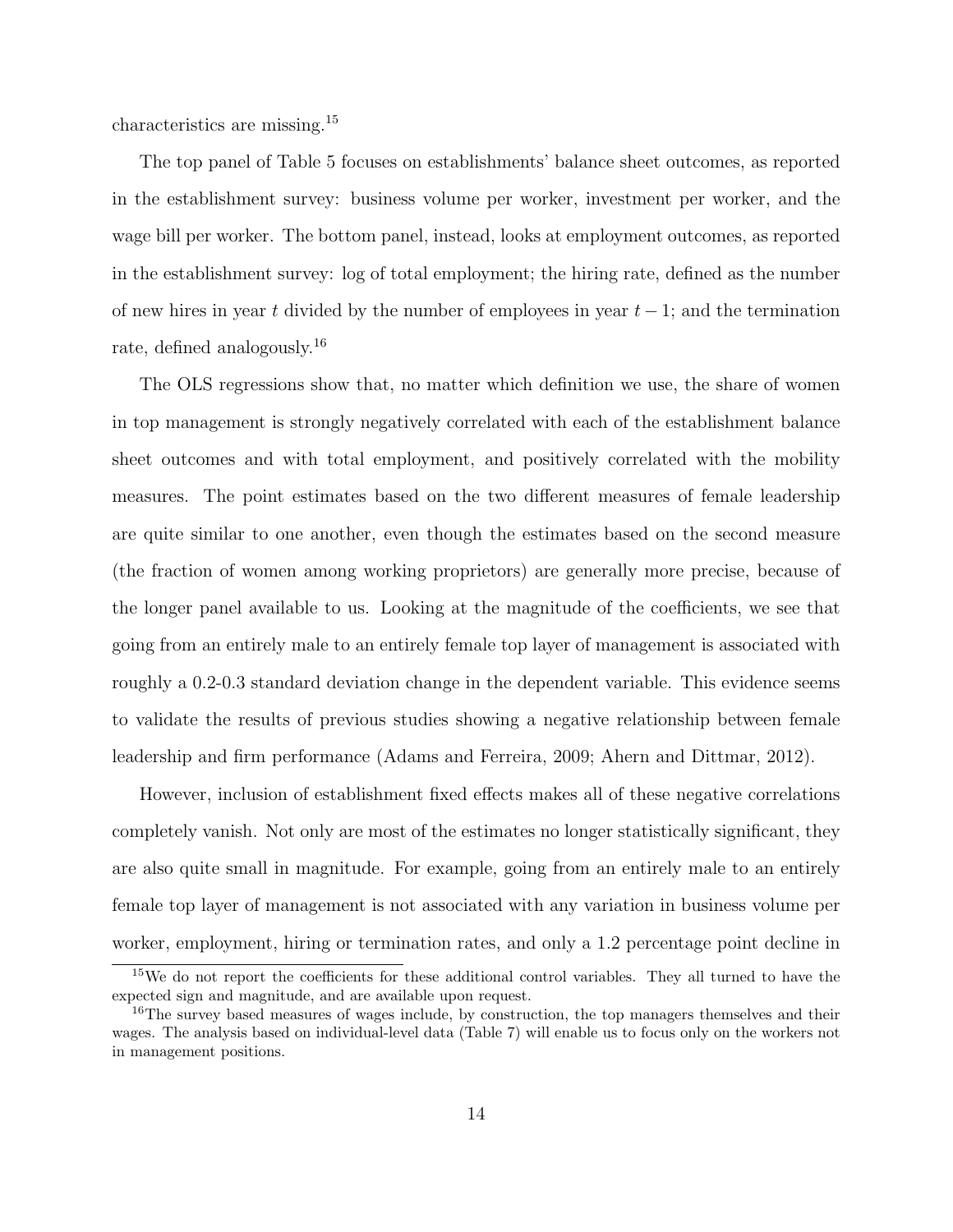characteristics are missing.[15]

The top panel of Table 5 focuses on establishments' balance sheet outcomes, as reported in the establishment survey: business volume per worker, investment per worker, and the wage bill per worker. The bottom panel, instead, looks at employment outcomes, as reported in the establishment survey: log of total employment; the hiring rate, defined as the number of new hires in year $t$ divided by the number of employees in year $t-1$; and the termination rate, defined analogously.[16]

The OLS regressions show that, no matter which definition we use, the share of women in top management is strongly negatively correlated with each of the establishment balance sheet outcomes and with total employment, and positively correlated with the mobility measures. The point estimates based on the two different measures of female leadership are quite similar to one another, even though the estimates based on the second measure (the fraction of women among working proprietors) are generally more precise, because of the longer panel available to us. Looking at the magnitude of the coefficients, we see that going from an entirely male to an entirely female top layer of management is associated with roughly a 0.2-0.3 standard deviation change in the dependent variable. This evidence seems to validate the results of previous studies showing a negative relationship between female leadership and firm performance (Adams and Ferreira, 2009; Ahern and Dittmar, 2012).

However, inclusion of establishment fixed effects makes all of these negative correlations completely vanish. Not only are most of the estimates no longer statistically significant, they are also quite small in magnitude. For example, going from an entirely male to an entirely female top layer of management is not associated with any variation in business volume per worker, employment, hiring or termination rates, and only a 1.2 percentage point decline in

[15] We do not report the coefficients for these additional control variables. They all turned to have the expected sign and magnitude, and are available upon request.

[16] The survey based measures of wages include, by construction, the top managers themselves and their wages. The analysis based on individual-level data (Table 7) will enable us to focus only on the workers not in management positions.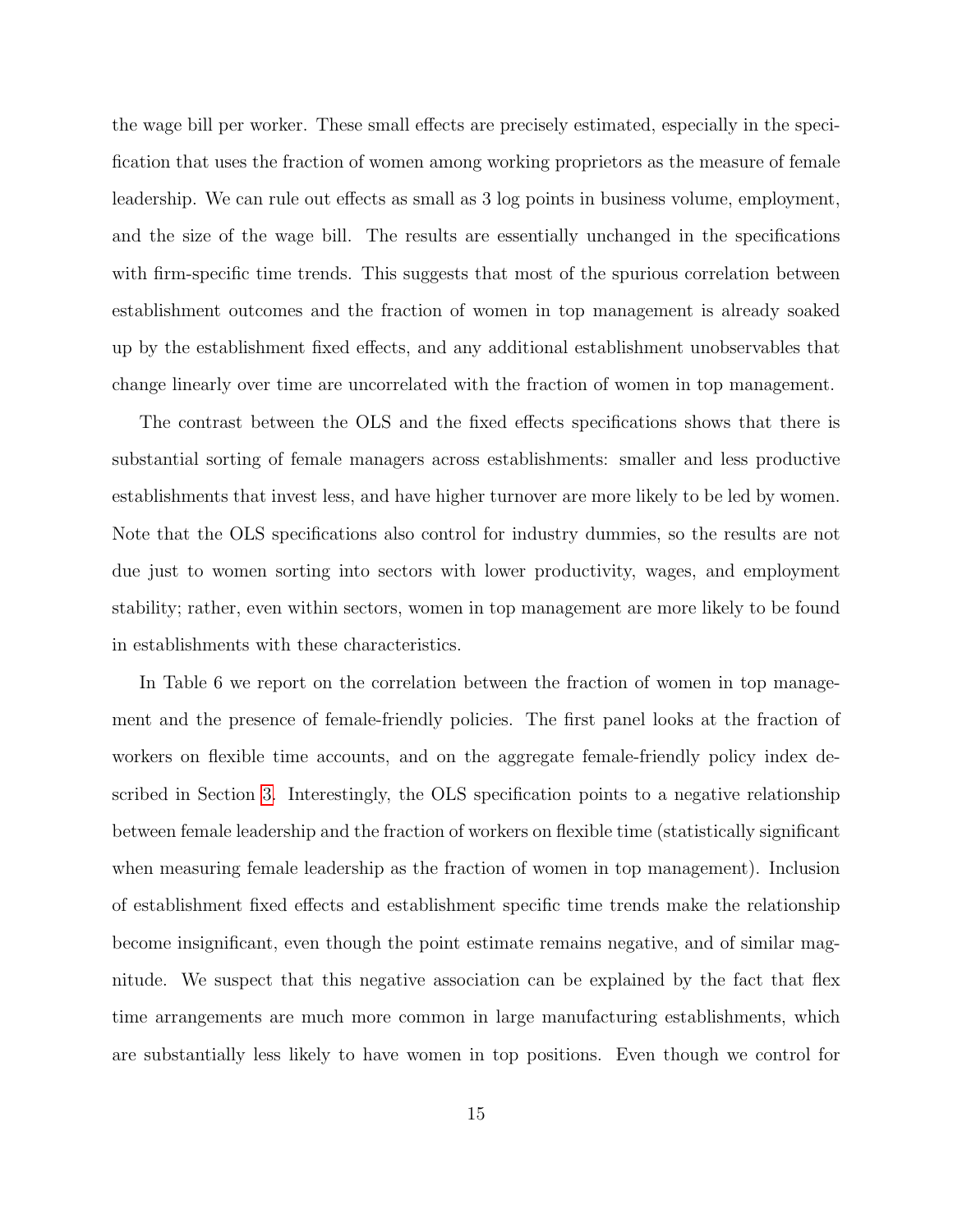the wage bill per worker. These small effects are precisely estimated, especially in the specification that uses the fraction of women among working proprietors as the measure of female leadership. We can rule out effects as small as 3 log points in business volume, employment, and the size of the wage bill. The results are essentially unchanged in the specifications with firm-specific time trends. This suggests that most of the spurious correlation between establishment outcomes and the fraction of women in top management is already soaked up by the establishment fixed effects, and any additional establishment unobservables that change linearly over time are uncorrelated with the fraction of women in top management.

The contrast between the OLS and the fixed effects specifications shows that there is substantial sorting of female managers across establishments: smaller and less productive establishments that invest less, and have higher turnover are more likely to be led by women. Note that the OLS specifications also control for industry dummies, so the results are not due just to women sorting into sectors with lower productivity, wages, and employment stability; rather, even within sectors, women in top management are more likely to be found in establishments with these characteristics.

In Table 6 we report on the correlation between the fraction of women in top management and the presence of female-friendly policies. The first panel looks at the fraction of workers on flexible time accounts, and on the aggregate female-friendly policy index described in Section 3. Interestingly, the OLS specification points to a negative relationship between female leadership and the fraction of workers on flexible time (statistically significant when measuring female leadership as the fraction of women in top management). Inclusion of establishment fixed effects and establishment specific time trends make the relationship become insignificant, even though the point estimate remains negative, and of similar magnitude. We suspect that this negative association can be explained by the fact that flex time arrangements are much more common in large manufacturing establishments, which are substantially less likely to have women in top positions. Even though we control for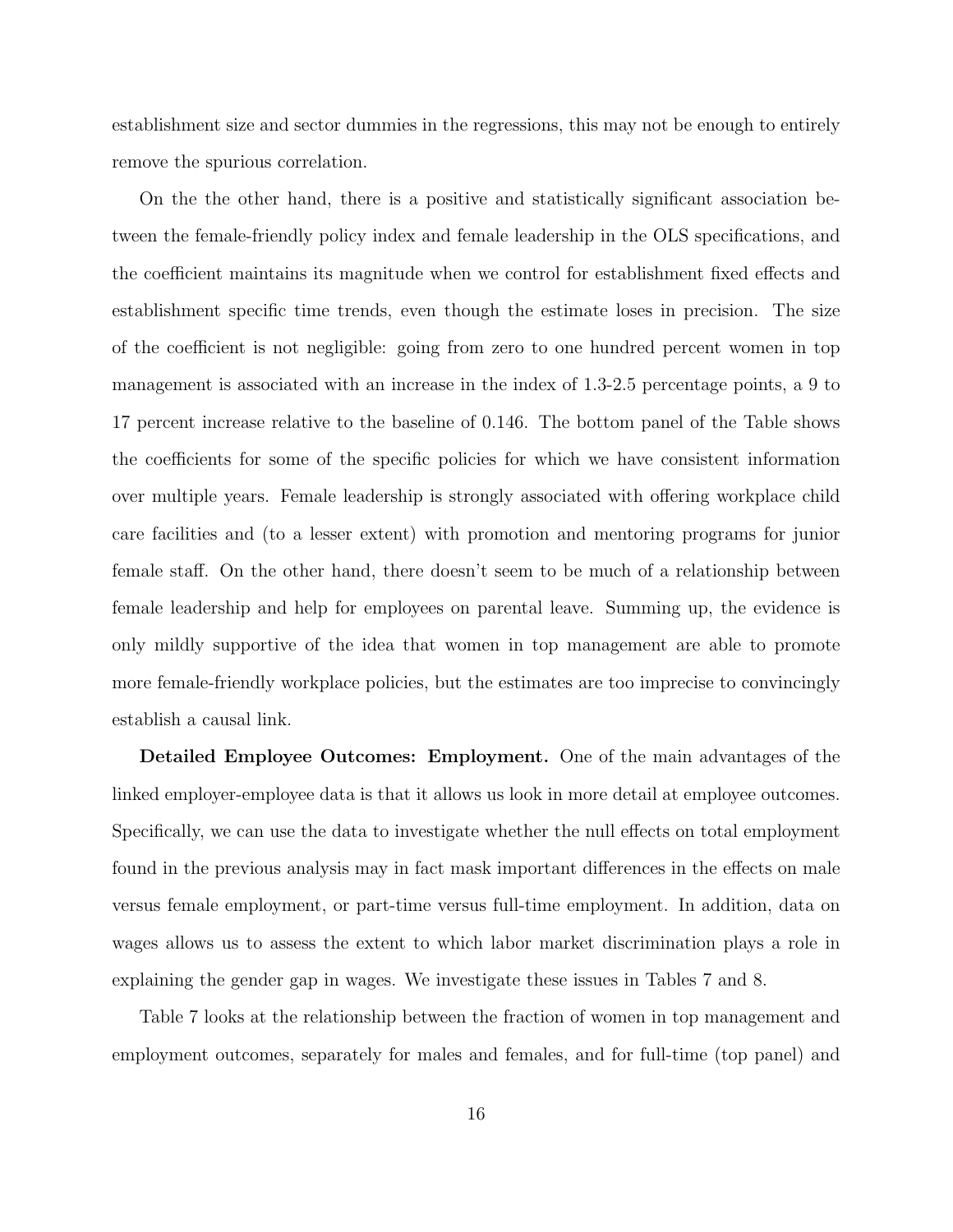establishment size and sector dummies in the regressions, this may not be enough to entirely remove the spurious correlation.

On the the other hand, there is a positive and statistically significant association between the female-friendly policy index and female leadership in the OLS specifications, and the coefficient maintains its magnitude when we control for establishment fixed effects and establishment specific time trends, even though the estimate loses in precision. The size of the coefficient is not negligible: going from zero to one hundred percent women in top management is associated with an increase in the index of 1.3-2.5 percentage points, a 9 to 17 percent increase relative to the baseline of 0.146. The bottom panel of the Table shows the coefficients for some of the specific policies for which we have consistent information over multiple years. Female leadership is strongly associated with offering workplace child care facilities and (to a lesser extent) with promotion and mentoring programs for junior female staff. On the other hand, there doesn't seem to be much of a relationship between female leadership and help for employees on parental leave. Summing up, the evidence is only mildly supportive of the idea that women in top management are able to promote more female-friendly workplace policies, but the estimates are too imprecise to convincingly establish a causal link.

**Detailed Employee Outcomes: Employment.** One of the main advantages of the linked employer-employee data is that it allows us look in more detail at employee outcomes. Specifically, we can use the data to investigate whether the null effects on total employment found in the previous analysis may in fact mask important differences in the effects on male versus female employment, or part-time versus full-time employment. In addition, data on wages allows us to assess the extent to which labor market discrimination plays a role in explaining the gender gap in wages. We investigate these issues in Tables 7 and 8.

Table 7 looks at the relationship between the fraction of women in top management and employment outcomes, separately for males and females, and for full-time (top panel) and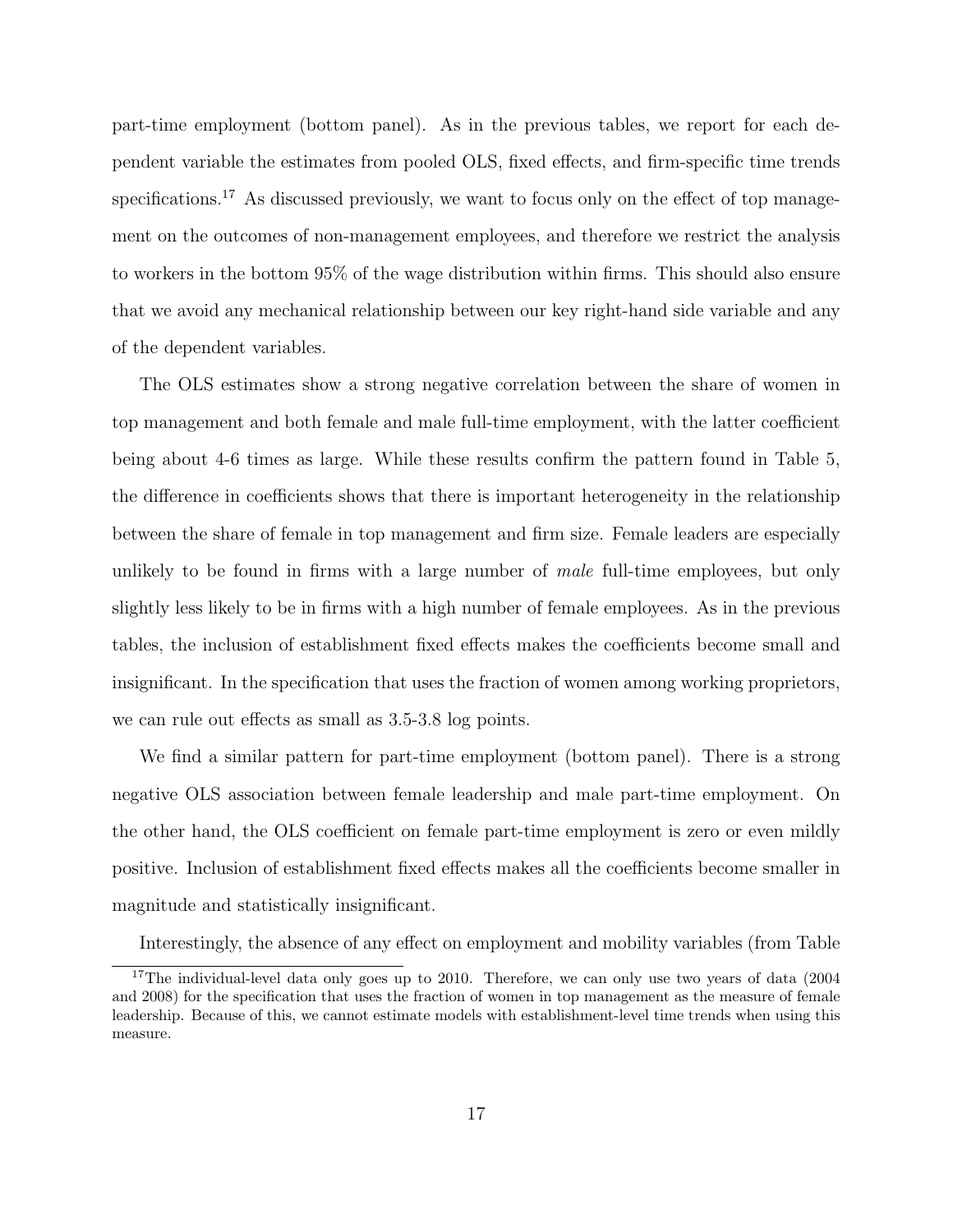part-time employment (bottom panel). As in the previous tables, we report for each dependent variable the estimates from pooled OLS, fixed effects, and firm-specific time trends specifications.[17] As discussed previously, we want to focus only on the effect of top management on the outcomes of non-management employees, and therefore we restrict the analysis to workers in the bottom 95% of the wage distribution within firms. This should also ensure that we avoid any mechanical relationship between our key right-hand side variable and any of the dependent variables.

The OLS estimates show a strong negative correlation between the share of women in top management and both female and male full-time employment, with the latter coefficient being about 4-6 times as large. While these results confirm the pattern found in Table 5, the difference in coefficients shows that there is important heterogeneity in the relationship between the share of female in top management and firm size. Female leaders are especially unlikely to be found in firms with a large number of *male* full-time employees, but only slightly less likely to be in firms with a high number of female employees. As in the previous tables, the inclusion of establishment fixed effects makes the coefficients become small and insignificant. In the specification that uses the fraction of women among working proprietors, we can rule out effects as small as 3.5-3.8 log points.

We find a similar pattern for part-time employment (bottom panel). There is a strong negative OLS association between female leadership and male part-time employment. On the other hand, the OLS coefficient on female part-time employment is zero or even mildly positive. Inclusion of establishment fixed effects makes all the coefficients become smaller in magnitude and statistically insignificant.

Interestingly, the absence of any effect on employment and mobility variables (from Table

[17] The individual-level data only goes up to 2010. Therefore, we can only use two years of data (2004 and 2008) for the specification that uses the fraction of women in top management as the measure of female leadership. Because of this, we cannot estimate models with establishment-level time trends when using this measure.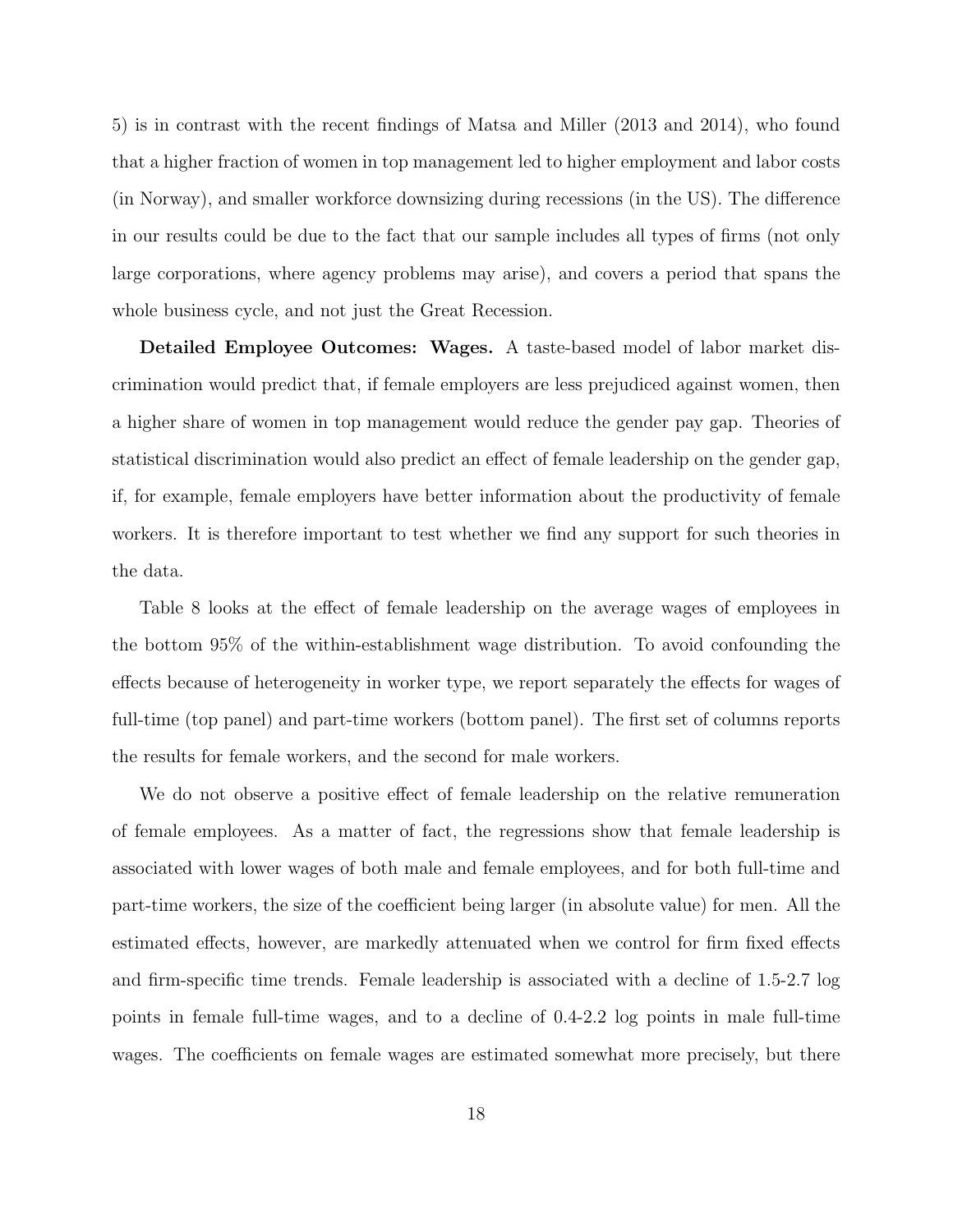5) is in contrast with the recent findings of Matsa and Miller (2013 and 2014), who found that a higher fraction of women in top management led to higher employment and labor costs (in Norway), and smaller workforce downsizing during recessions (in the US). The difference in our results could be due to the fact that our sample includes all types of firms (not only large corporations, where agency problems may arise), and covers a period that spans the whole business cycle, and not just the Great Recession.

**Detailed Employee Outcomes: Wages.** A taste-based model of labor market discrimination would predict that, if female employers are less prejudiced against women, then a higher share of women in top management would reduce the gender pay gap. Theories of statistical discrimination would also predict an effect of female leadership on the gender gap, if, for example, female employers have better information about the productivity of female workers. It is therefore important to test whether we find any support for such theories in the data.

Table 8 looks at the effect of female leadership on the average wages of employees in the bottom 95% of the within-establishment wage distribution. To avoid confounding the effects because of heterogeneity in worker type, we report separately the effects for wages of full-time (top panel) and part-time workers (bottom panel). The first set of columns reports the results for female workers, and the second for male workers.

We do not observe a positive effect of female leadership on the relative remuneration of female employees. As a matter of fact, the regressions show that female leadership is associated with lower wages of both male and female employees, and for both full-time and part-time workers, the size of the coefficient being larger (in absolute value) for men. All the estimated effects, however, are markedly attenuated when we control for firm fixed effects and firm-specific time trends. Female leadership is associated with a decline of 1.5-2.7 log points in female full-time wages, and to a decline of 0.4-2.2 log points in male full-time wages. The coefficients on female wages are estimated somewhat more precisely, but there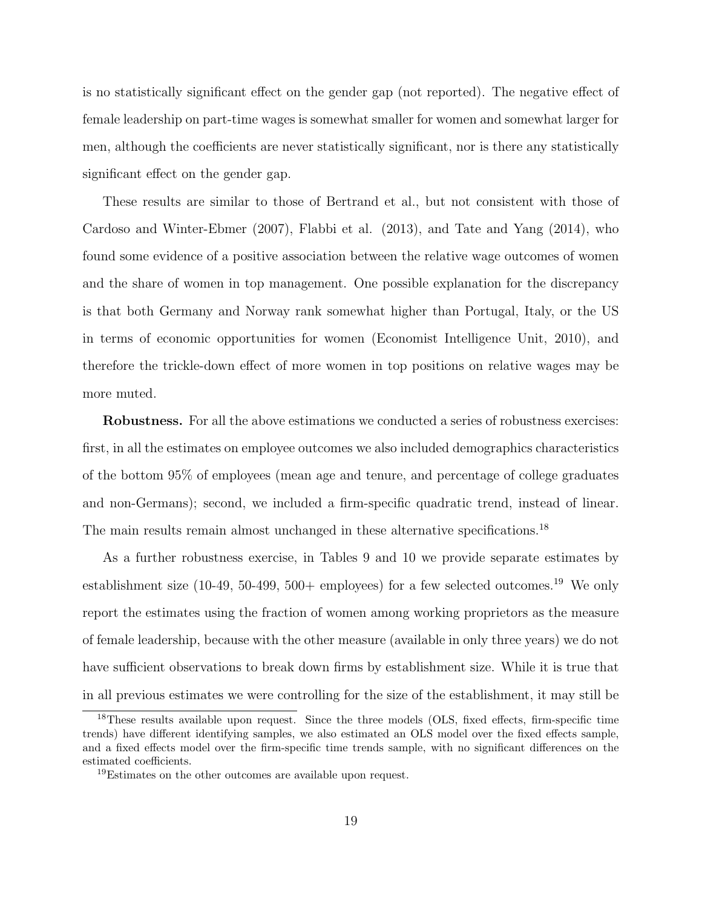is no statistically significant effect on the gender gap (not reported). The negative effect of female leadership on part-time wages is somewhat smaller for women and somewhat larger for men, although the coefficients are never statistically significant, nor is there any statistically significant effect on the gender gap.

These results are similar to those of Bertrand et al., but not consistent with those of Cardoso and Winter-Ebmer (2007), Flabbi et al. (2013), and Tate and Yang (2014), who found some evidence of a positive association between the relative wage outcomes of women and the share of women in top management. One possible explanation for the discrepancy is that both Germany and Norway rank somewhat higher than Portugal, Italy, or the US in terms of economic opportunities for women (Economist Intelligence Unit, 2010), and therefore the trickle-down effect of more women in top positions on relative wages may be more muted.

**Robustness.** For all the above estimations we conducted a series of robustness exercises: first, in all the estimates on employee outcomes we also included demographics characteristics of the bottom 95% of employees (mean age and tenure, and percentage of college graduates and non-Germans); second, we included a firm-specific quadratic trend, instead of linear. The main results remain almost unchanged in these alternative specifications.[18]

As a further robustness exercise, in Tables 9 and 10 we provide separate estimates by establishment size (10-49, 50-499, 500+ employees) for a few selected outcomes.[19] We only report the estimates using the fraction of women among working proprietors as the measure of female leadership, because with the other measure (available in only three years) we do not have sufficient observations to break down firms by establishment size. While it is true that in all previous estimates we were controlling for the size of the establishment, it may still be

[18] These results available upon request. Since the three models (OLS, fixed effects, firm-specific time trends) have different identifying samples, we also estimated an OLS model over the fixed effects sample, and a fixed effects model over the firm-specific time trends sample, with no significant differences on the estimated coefficients.

[19] Estimates on the other outcomes are available upon request.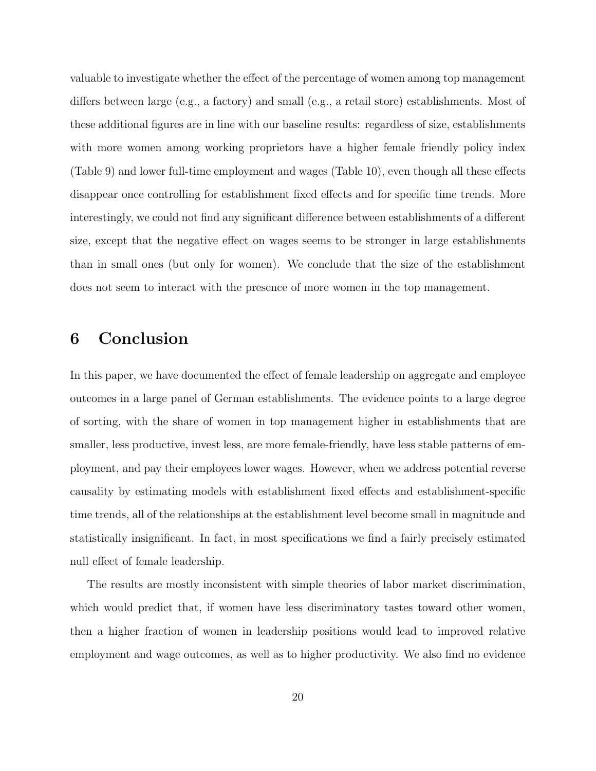valuable to investigate whether the effect of the percentage of women among top management differs between large (e.g., a factory) and small (e.g., a retail store) establishments. Most of these additional figures are in line with our baseline results: regardless of size, establishments with more women among working proprietors have a higher female friendly policy index (Table 9) and lower full-time employment and wages (Table 10), even though all these effects disappear once controlling for establishment fixed effects and for specific time trends. More interestingly, we could not find any significant difference between establishments of a different size, except that the negative effect on wages seems to be stronger in large establishments than in small ones (but only for women). We conclude that the size of the establishment does not seem to interact with the presence of more women in the top management.

## 6 Conclusion

In this paper, we have documented the effect of female leadership on aggregate and employee outcomes in a large panel of German establishments. The evidence points to a large degree of sorting, with the share of women in top management higher in establishments that are smaller, less productive, invest less, are more female-friendly, have less stable patterns of employment, and pay their employees lower wages. However, when we address potential reverse causality by estimating models with establishment fixed effects and establishment-specific time trends, all of the relationships at the establishment level become small in magnitude and statistically insignificant. In fact, in most specifications we find a fairly precisely estimated null effect of female leadership.

The results are mostly inconsistent with simple theories of labor market discrimination, which would predict that, if women have less discriminatory tastes toward other women, then a higher fraction of women in leadership positions would lead to improved relative employment and wage outcomes, as well as to higher productivity. We also find no evidence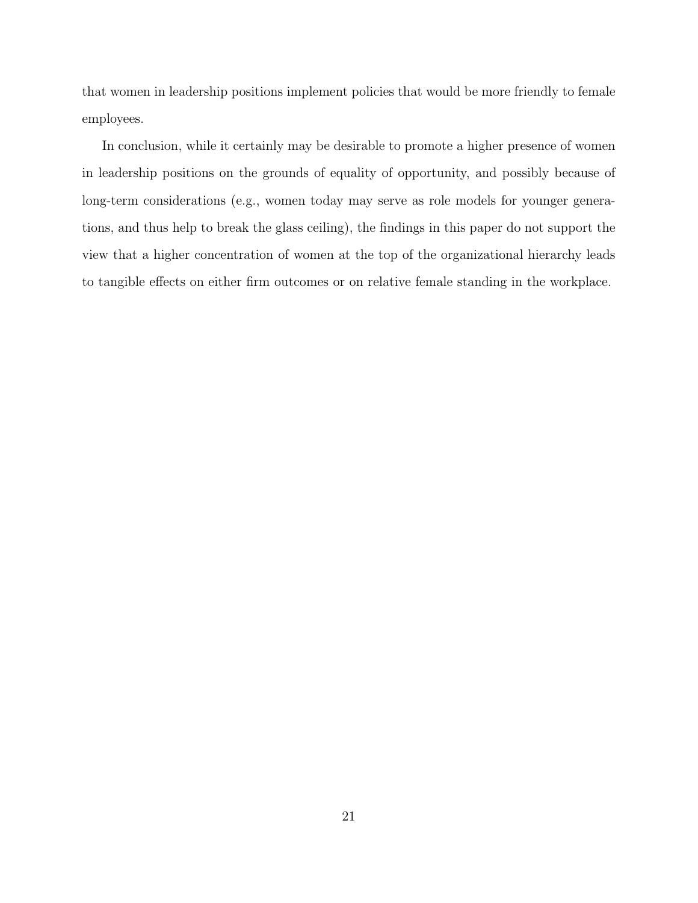that women in leadership positions implement policies that would be more friendly to female employees.

In conclusion, while it certainly may be desirable to promote a higher presence of women in leadership positions on the grounds of equality of opportunity, and possibly because of long-term considerations (e.g., women today may serve as role models for younger generations, and thus help to break the glass ceiling), the findings in this paper do not support the view that a higher concentration of women at the top of the organizational hierarchy leads to tangible effects on either firm outcomes or on relative female standing in the workplace.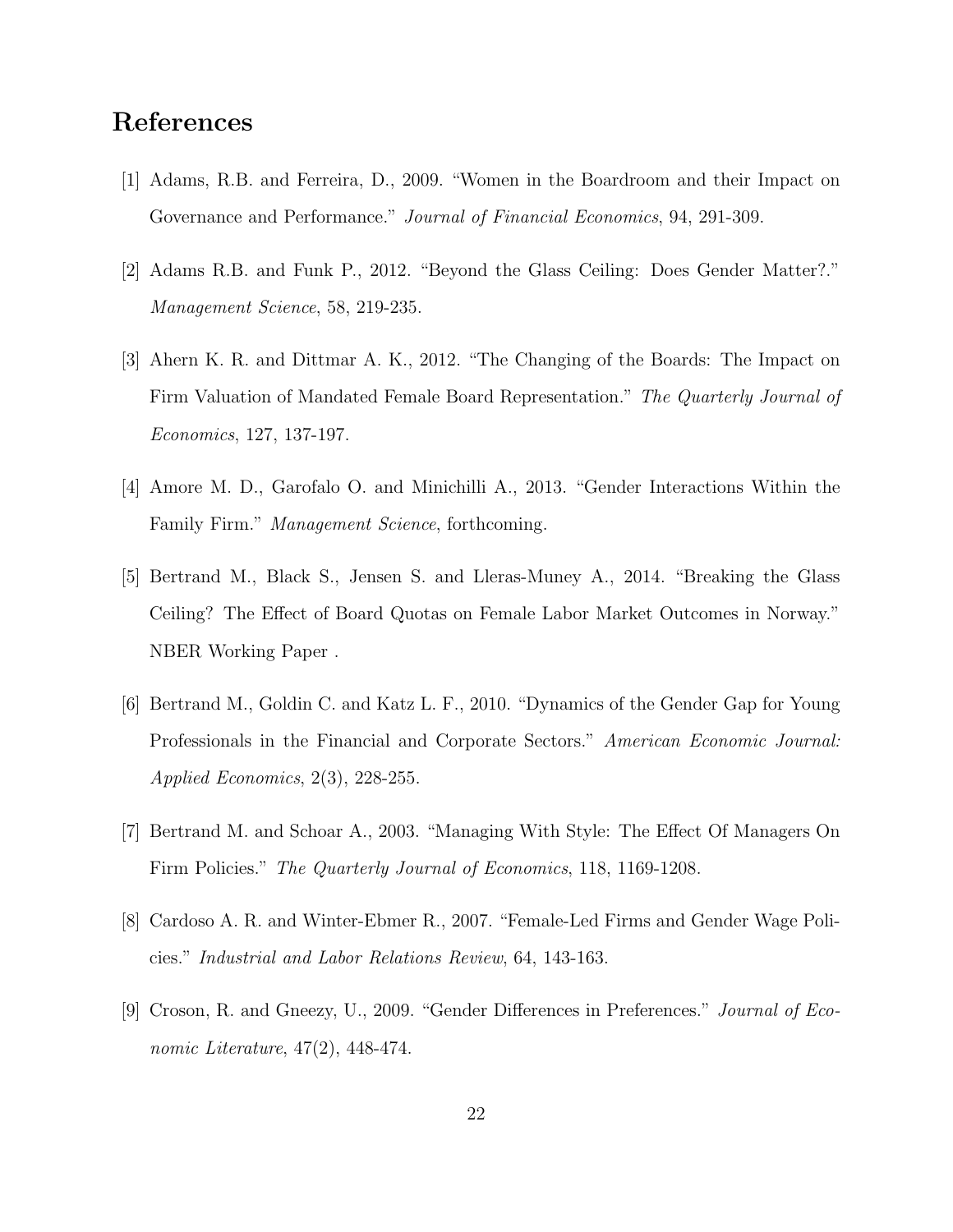# References

[1] Adams, R.B. and Ferreira, D., 2009. "Women in the Boardroom and their Impact on Governance and Performance." *Journal of Financial Economics*, 94, 291-309.

[2] Adams R.B. and Funk P., 2012. "Beyond the Glass Ceiling: Does Gender Matter?." *Management Science*, 58, 219-235.

[3] Ahern K. R. and Dittmar A. K., 2012. "The Changing of the Boards: The Impact on Firm Valuation of Mandated Female Board Representation." *The Quarterly Journal of Economics*, 127, 137-197.

[4] Amore M. D., Garofalo O. and Minichilli A., 2013. "Gender Interactions Within the Family Firm." *Management Science*, forthcoming.

[5] Bertrand M., Black S., Jensen S. and Lleras-Muney A., 2014. "Breaking the Glass Ceiling? The Effect of Board Quotas on Female Labor Market Outcomes in Norway." NBER Working Paper .

[6] Bertrand M., Goldin C. and Katz L. F., 2010. "Dynamics of the Gender Gap for Young Professionals in the Financial and Corporate Sectors." *American Economic Journal: Applied Economics*, 2(3), 228-255.

[7] Bertrand M. and Schoar A., 2003. "Managing With Style: The Effect Of Managers On Firm Policies." *The Quarterly Journal of Economics*, 118, 1169-1208.

[8] Cardoso A. R. and Winter-Ebmer R., 2007. "Female-Led Firms and Gender Wage Policies." *Industrial and Labor Relations Review*, 64, 143-163.

[9] Croson, R. and Gneezy, U., 2009. "Gender Differences in Preferences." *Journal of Economic Literature*, 47(2), 448-474.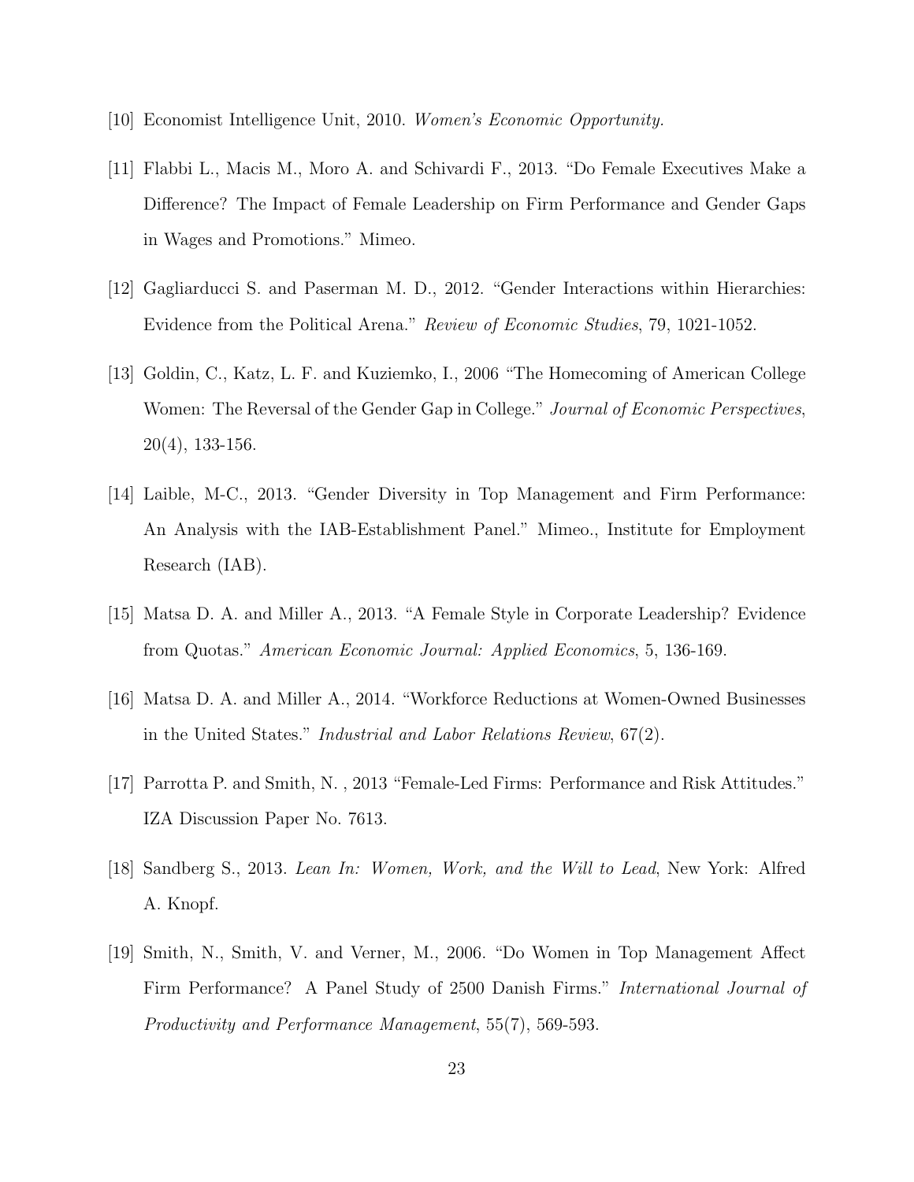[10] Economist Intelligence Unit, 2010. *Women's Economic Opportunity.*

[11] Flabbi L., Macis M., Moro A. and Schivardi F., 2013. "Do Female Executives Make a Difference? The Impact of Female Leadership on Firm Performance and Gender Gaps in Wages and Promotions." Mimeo.

[12] Gagliarducci S. and Paserman M. D., 2012. "Gender Interactions within Hierarchies: Evidence from the Political Arena." *Review of Economic Studies*, 79, 1021-1052.

[13] Goldin, C., Katz, L. F. and Kuziemko, I., 2006 "The Homecoming of American College Women: The Reversal of the Gender Gap in College." *Journal of Economic Perspectives*, 20(4), 133-156.

[14] Laible, M-C., 2013. "Gender Diversity in Top Management and Firm Performance: An Analysis with the IAB-Establishment Panel." Mimeo., Institute for Employment Research (IAB).

[15] Matsa D. A. and Miller A., 2013. "A Female Style in Corporate Leadership? Evidence from Quotas." *American Economic Journal: Applied Economics*, 5, 136-169.

[16] Matsa D. A. and Miller A., 2014. "Workforce Reductions at Women-Owned Businesses in the United States." *Industrial and Labor Relations Review*, 67(2).

[17] Parrotta P. and Smith, N. , 2013 "Female-Led Firms: Performance and Risk Attitudes." IZA Discussion Paper No. 7613.

[18] Sandberg S., 2013. *Lean In: Women, Work, and the Will to Lead*, New York: Alfred A. Knopf.

[19] Smith, N., Smith, V. and Verner, M., 2006. "Do Women in Top Management Affect Firm Performance? A Panel Study of 2500 Danish Firms." *International Journal of Productivity and Performance Management*, 55(7), 569-593.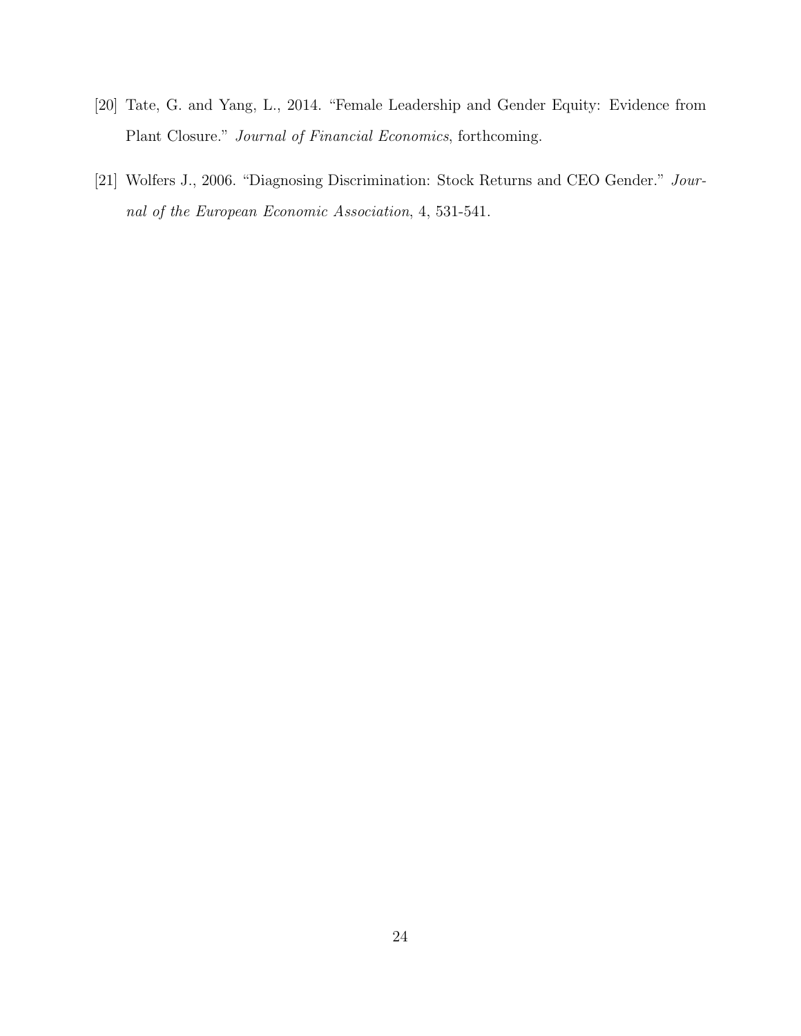[20] Tate, G. and Yang, L., 2014. "Female Leadership and Gender Equity: Evidence from Plant Closure." *Journal of Financial Economics*, forthcoming.

[21] Wolfers J., 2006. "Diagnosing Discrimination: Stock Returns and CEO Gender." *Journal of the European Economic Association*, 4, 531-541.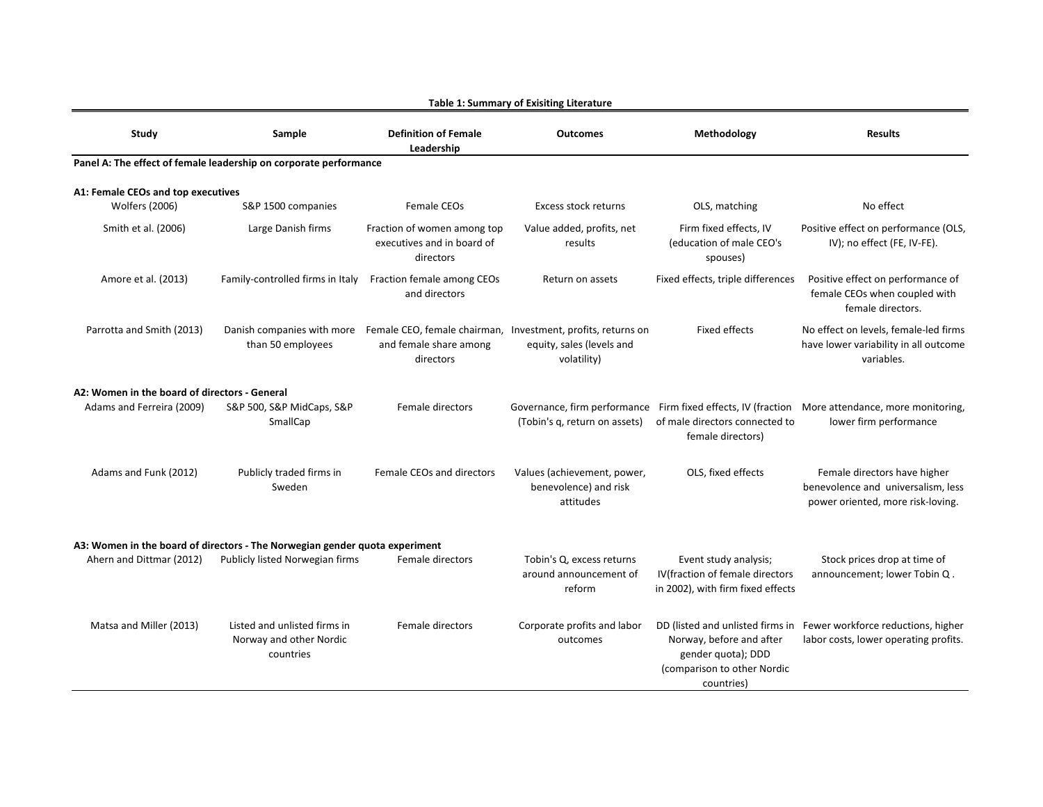**Table 1: Summary of Exisiting Literature**

| Study | Sample | Definition of Female Leadership | Outcomes | Methodology | Results |
|---|---|---|---|---|---|
| **Panel A: The effect of female leadership on corporate performance** | | | | | |
| **A1: Female CEOs and top executives** | | | | | |
| Wolfers (2006) | S&P 1500 companies | Female CEOs | Excess stock returns | OLS, matching | No effect |
| Smith et al. (2006) | Large Danish firms | Fraction of women among top executives and in board of directors | Value added, profits, net results | Firm fixed effects, IV (education of male CEO's spouses) | Positive effect on performance (OLS, IV); no effect (FE, IV-FE). |
| Amore et al. (2013) | Family-controlled firms in Italy | Fraction female among CEOs and directors | Return on assets | Fixed effects, triple differences | Positive effect on performance of female CEOs when coupled with female directors. |
| Parrotta and Smith (2013) | Danish companies with more than 50 employees | Female CEO, female chairman, and female share among directors | Investment, profits, returns on equity, sales (levels and volatility) | Fixed effects | No effect on levels, female-led firms have lower variability in all outcome variables. |
| **A2: Women in the board of directors - General** | | | | | |
| Adams and Ferreira (2009) | S&P 500, S&P MidCaps, S&P SmallCap | Female directors | Governance, firm performance (Tobin's q, return on assets) | Firm fixed effects, IV (fraction of male directors connected to female directors) | More attendance, more monitoring, lower firm performance |
| Adams and Funk (2012) | Publicly traded firms in Sweden | Female CEOs and directors | Values (achievement, power, benevolence) and risk attitudes | OLS, fixed effects | Female directors have higher benevolence and universalism, less power oriented, more risk-loving. |
| **A3: Women in the board of directors - The Norwegian gender quota experiment** | | | | | |
| Ahern and Dittmar (2012) | Publicly listed Norwegian firms | Female directors | Tobin's Q, excess returns around announcement of reform | Event study analysis; IV(fraction of female directors in 2002), with firm fixed effects | Stock prices drop at time of announcement; lower Tobin Q . |
| Matsa and Miller (2013) | Listed and unlisted firms in Norway and other Nordic countries | Female directors | Corporate profits and labor outcomes | DD (listed and unlisted firms in Norway, before and after gender quota); DDD (comparison to other Nordic countries) | Fewer workforce reductions, higher labor costs, lower operating profits. |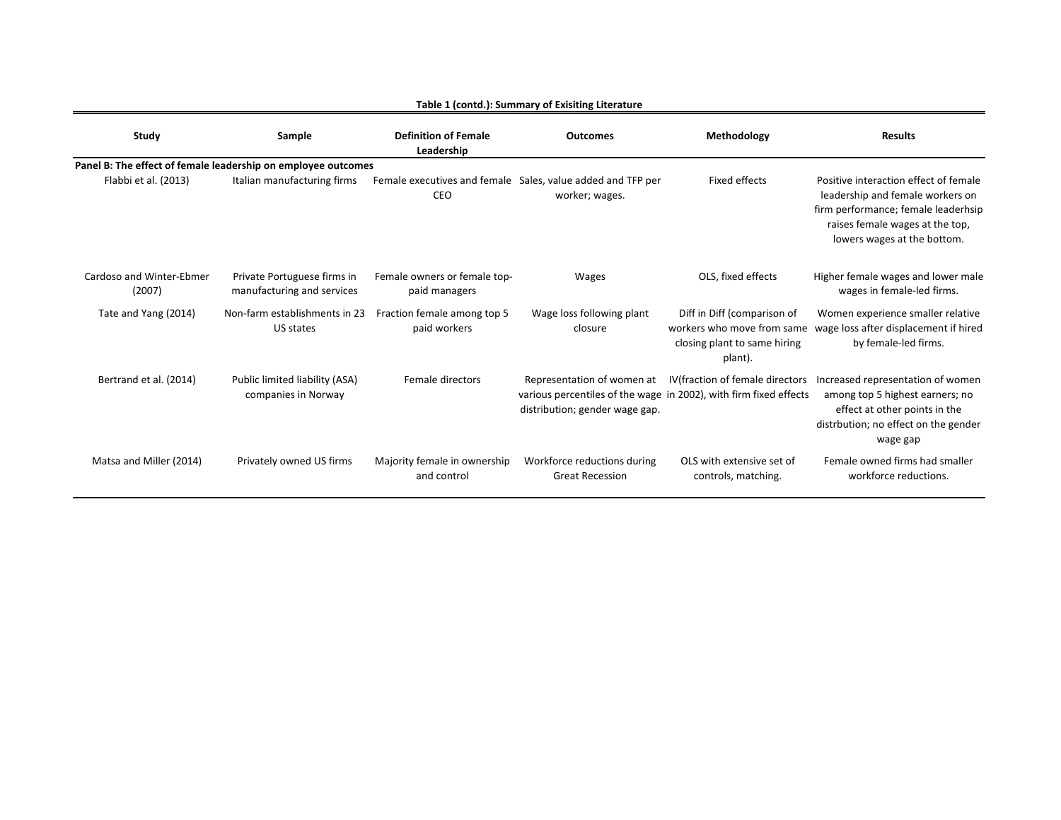**Table 1 (contd.): Summary of Exisiting Literature**

| Study | Sample | Definition of Female Leadership | Outcomes | Methodology | Results |
|---|---|---|---|---|---|
| **Panel B: The effect of female leadership on employee outcomes** | | | | | |
| Flabbi et al. (2013) | Italian manufacturing firms | Female executives and female CEO | Sales, value added and TFP per worker; wages. | Fixed effects | Positive interaction effect of female leadership and female workers on firm performance; female leaderhsip raises female wages at the top, lowers wages at the bottom. |
| Cardoso and Winter-Ebmer (2007) | Private Portuguese firms in manufacturing and services | Female owners or female top-paid managers | Wages | OLS, fixed effects | Higher female wages and lower male wages in female-led firms. |
| Tate and Yang (2014) | Non-farm establishments in 23 US states | Fraction female among top 5 paid workers | Wage loss following plant closure | Diff in Diff (comparison of workers who move from same closing plant to same hiring plant). | Women experience smaller relative wage loss after displacement if hired by female-led firms. |
| Bertrand et al. (2014) | Public limited liability (ASA) companies in Norway | Female directors | Representation of women at various percentiles of the wage distribution; gender wage gap. | IV(fraction of female directors in 2002), with firm fixed effects | Increased representation of women among top 5 highest earners; no effect at other points in the distrbution; no effect on the gender wage gap |
| Matsa and Miller (2014) | Privately owned US firms | Majority female in ownership and control | Workforce reductions during Great Recession | OLS with extensive set of controls, matching. | Female owned firms had smaller workforce reductions. |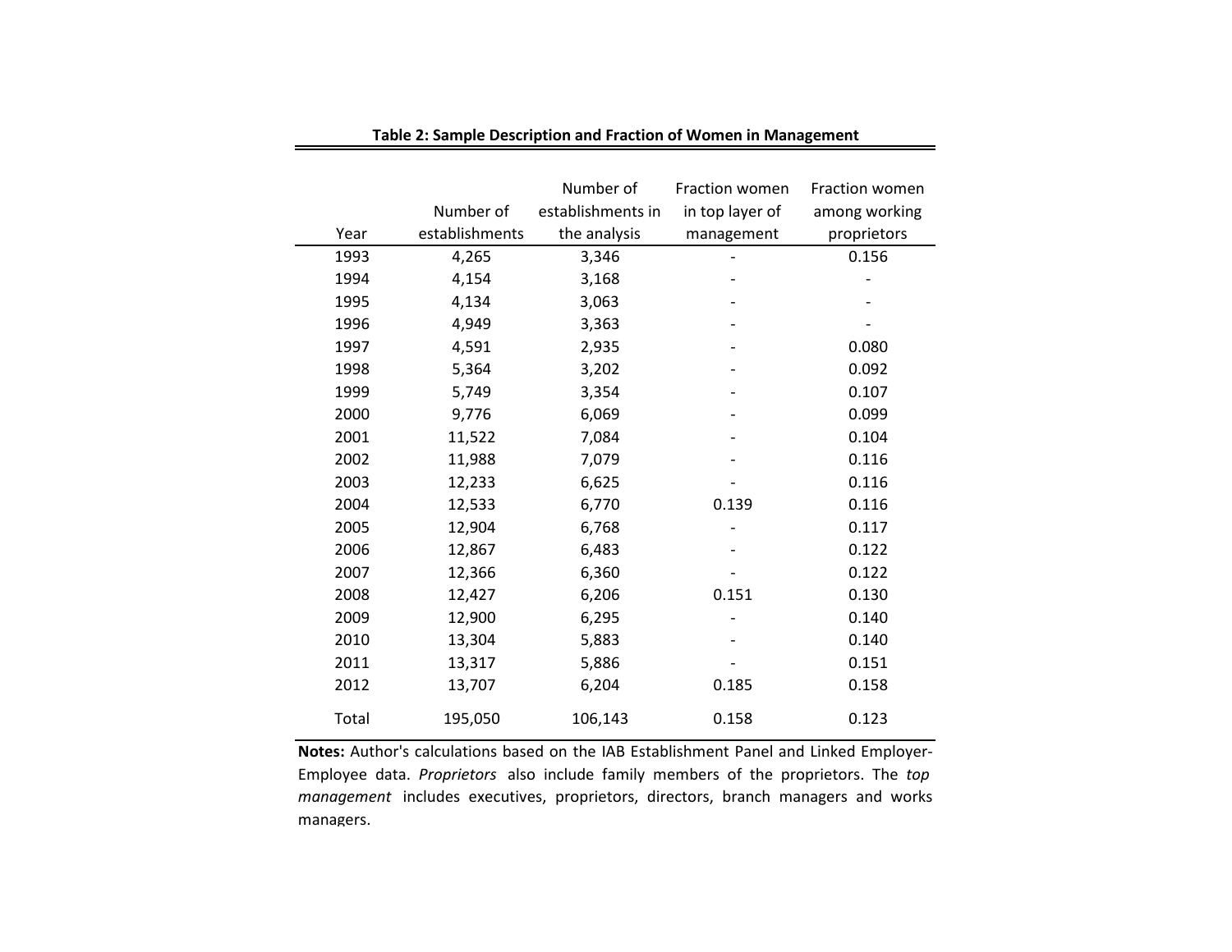**Table 2: Sample Description and Fraction of Women in Management**

| Year | Number of establishments | Number of establishments in the analysis | Fraction women in top layer of management | Fraction women among working proprietors |
|---|---|---|---|---|
| 1993 | 4,265 | 3,346 | - | 0.156 |
| 1994 | 4,154 | 3,168 | - | - |
| 1995 | 4,134 | 3,063 | - | - |
| 1996 | 4,949 | 3,363 | - | - |
| 1997 | 4,591 | 2,935 | - | 0.080 |
| 1998 | 5,364 | 3,202 | - | 0.092 |
| 1999 | 5,749 | 3,354 | - | 0.107 |
| 2000 | 9,776 | 6,069 | - | 0.099 |
| 2001 | 11,522 | 7,084 | - | 0.104 |
| 2002 | 11,988 | 7,079 | - | 0.116 |
| 2003 | 12,233 | 6,625 | - | 0.116 |
| 2004 | 12,533 | 6,770 | 0.139 | 0.116 |
| 2005 | 12,904 | 6,768 | - | 0.117 |
| 2006 | 12,867 | 6,483 | - | 0.122 |
| 2007 | 12,366 | 6,360 | - | 0.122 |
| 2008 | 12,427 | 6,206 | 0.151 | 0.130 |
| 2009 | 12,900 | 6,295 | - | 0.140 |
| 2010 | 13,304 | 5,883 | - | 0.140 |
| 2011 | 13,317 | 5,886 | - | 0.151 |
| 2012 | 13,707 | 6,204 | 0.185 | 0.158 |
| Total | 195,050 | 106,143 | 0.158 | 0.123 |

**Notes:** Author's calculations based on the IAB Establishment Panel and Linked Employer-Employee data. *Proprietors* also include family members of the proprietors. The *top management* includes executives, proprietors, directors, branch managers and works managers.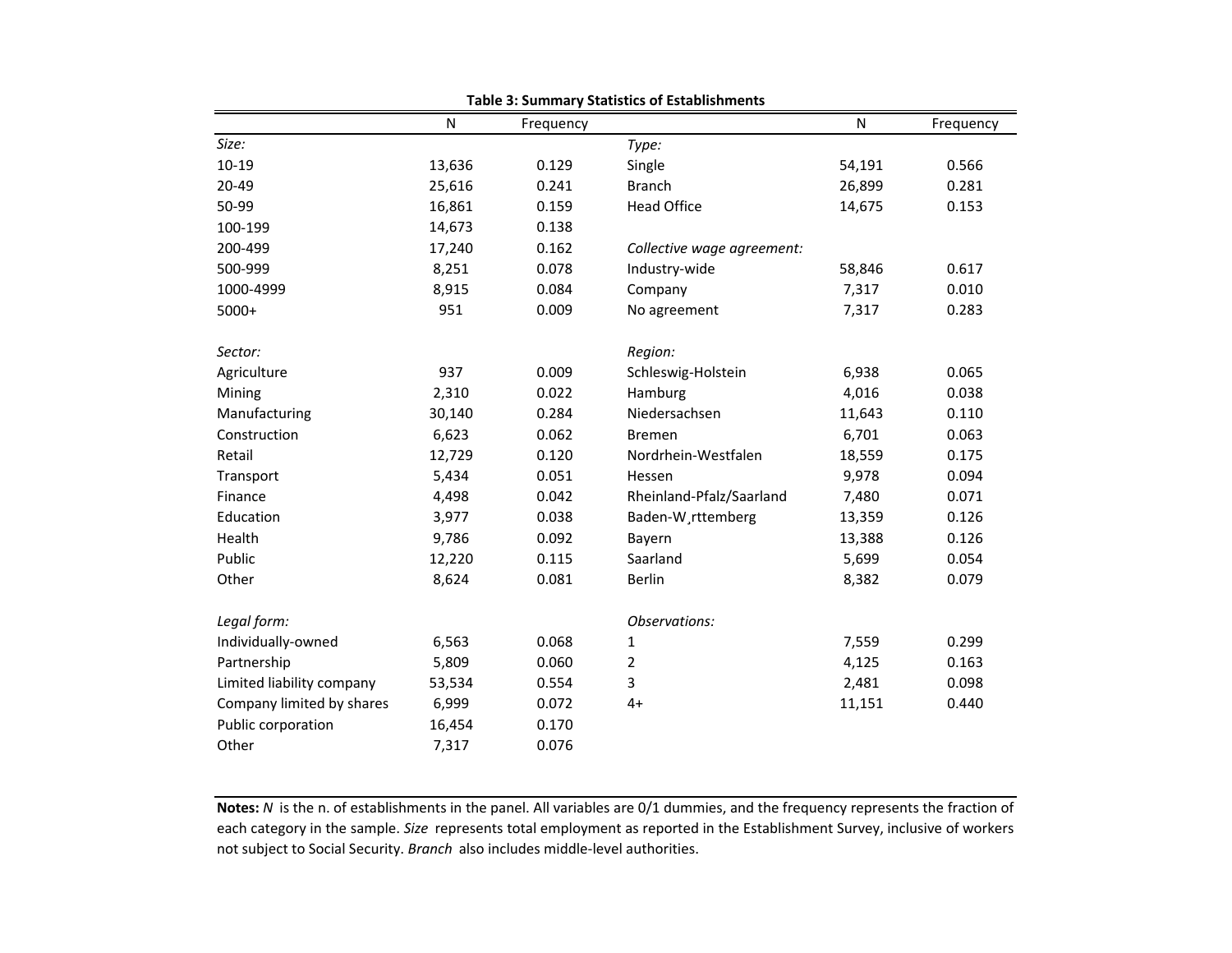**Table 3: Summary Statistics of Establishments**

| | N | Frequency | | N | Frequency |
|---|---|---|---|---|---|
| *Size:* | | | *Type:* | | |
| 10-19 | 13,636 | 0.129 | Single | 54,191 | 0.566 |
| 20-49 | 25,616 | 0.241 | Branch | 26,899 | 0.281 |
| 50-99 | 16,861 | 0.159 | Head Office | 14,675 | 0.153 |
| 100-199 | 14,673 | 0.138 | | | |
| 200-499 | 17,240 | 0.162 | *Collective wage agreement:* | | |
| 500-999 | 8,251 | 0.078 | Industry-wide | 58,846 | 0.617 |
| 1000-4999 | 8,915 | 0.084 | Company | 7,317 | 0.010 |
| 5000+ | 951 | 0.009 | No agreement | 7,317 | 0.283 |
| | | | | | |
| *Sector:* | | | *Region:* | | |
| Agriculture | 937 | 0.009 | Schleswig-Holstein | 6,938 | 0.065 |
| Mining | 2,310 | 0.022 | Hamburg | 4,016 | 0.038 |
| Manufacturing | 30,140 | 0.284 | Niedersachsen | 11,643 | 0.110 |
| Construction | 6,623 | 0.062 | Bremen | 6,701 | 0.063 |
| Retail | 12,729 | 0.120 | Nordrhein-Westfalen | 18,559 | 0.175 |
| Transport | 5,434 | 0.051 | Hessen | 9,978 | 0.094 |
| Finance | 4,498 | 0.042 | Rheinland-Pfalz/Saarland | 7,480 | 0.071 |
| Education | 3,977 | 0.038 | Baden-W¸rttemberg | 13,359 | 0.126 |
| Health | 9,786 | 0.092 | Bayern | 13,388 | 0.126 |
| Public | 12,220 | 0.115 | Saarland | 5,699 | 0.054 |
| Other | 8,624 | 0.081 | Berlin | 8,382 | 0.079 |
| | | | | | |
| *Legal form:* | | | *Observations:* | | |
| Individually-owned | 6,563 | 0.068 | 1 | 7,559 | 0.299 |
| Partnership | 5,809 | 0.060 | 2 | 4,125 | 0.163 |
| Limited liability company | 53,534 | 0.554 | 3 | 2,481 | 0.098 |
| Company limited by shares | 6,999 | 0.072 | 4+ | 11,151 | 0.440 |
| Public corporation | 16,454 | 0.170 | | | |
| Other | 7,317 | 0.076 | | | |

**Notes:** *N* is the n. of establishments in the panel. All variables are 0/1 dummies, and the frequency represents the fraction of each category in the sample. *Size* represents total employment as reported in the Establishment Survey, inclusive of workers not subject to Social Security. *Branch* also includes middle-level authorities.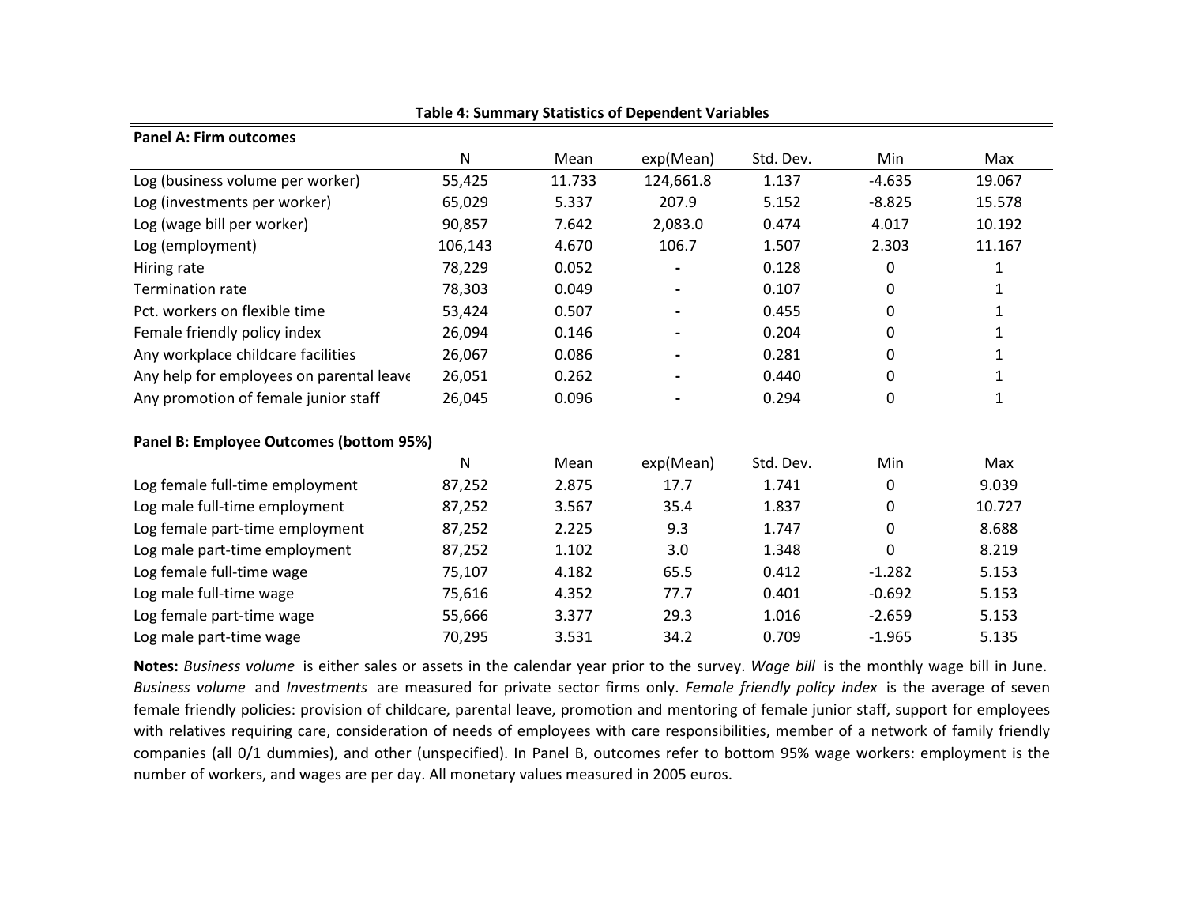**Table 4: Summary Statistics of Dependent Variables**

**Panel A: Firm outcomes**

| | N | Mean | exp(Mean) | Std. Dev. | Min | Max |
|---|---|---|---|---|---|---|
| Log (business volume per worker) | 55,425 | 11.733 | 124,661.8 | 1.137 | -4.635 | 19.067 |
| Log (investments per worker) | 65,029 | 5.337 | 207.9 | 5.152 | -8.825 | 15.578 |
| Log (wage bill per worker) | 90,857 | 7.642 | 2,083.0 | 0.474 | 4.017 | 10.192 |
| Log (employment) | 106,143 | 4.670 | 106.7 | 1.507 | 2.303 | 11.167 |
| Hiring rate | 78,229 | 0.052 | - | 0.128 | 0 | 1 |
| Termination rate | 78,303 | 0.049 | - | 0.107 | 0 | 1 |
| Pct. workers on flexible time | 53,424 | 0.507 | - | 0.455 | 0 | 1 |
| Female friendly policy index | 26,094 | 0.146 | - | 0.204 | 0 | 1 |
| Any workplace childcare facilities | 26,067 | 0.086 | - | 0.281 | 0 | 1 |
| Any help for employees on parental leave | 26,051 | 0.262 | - | 0.440 | 0 | 1 |
| Any promotion of female junior staff | 26,045 | 0.096 | - | 0.294 | 0 | 1 |

**Panel B: Employee Outcomes (bottom 95%)**

| | N | Mean | exp(Mean) | Std. Dev. | Min | Max |
|---|---|---|---|---|---|---|
| Log female full-time employment | 87,252 | 2.875 | 17.7 | 1.741 | 0 | 9.039 |
| Log male full-time employment | 87,252 | 3.567 | 35.4 | 1.837 | 0 | 10.727 |
| Log female part-time employment | 87,252 | 2.225 | 9.3 | 1.747 | 0 | 8.688 |
| Log male part-time employment | 87,252 | 1.102 | 3.0 | 1.348 | 0 | 8.219 |
| Log female full-time wage | 75,107 | 4.182 | 65.5 | 0.412 | -1.282 | 5.153 |
| Log male full-time wage | 75,616 | 4.352 | 77.7 | 0.401 | -0.692 | 5.153 |
| Log female part-time wage | 55,666 | 3.377 | 29.3 | 1.016 | -2.659 | 5.153 |
| Log male part-time wage | 70,295 | 3.531 | 34.2 | 0.709 | -1.965 | 5.135 |

**Notes:** *Business volume* is either sales or assets in the calendar year prior to the survey. *Wage bill* is the monthly wage bill in June. *Business volume* and *Investments* are measured for private sector firms only. *Female friendly policy index* is the average of seven female friendly policies: provision of childcare, parental leave, promotion and mentoring of female junior staff, support for employees with relatives requiring care, consideration of needs of employees with care responsibilities, member of a network of family friendly companies (all 0/1 dummies), and other (unspecified). In Panel B, outcomes refer to bottom 95% wage workers: employment is the number of workers, and wages are per day. All monetary values measured in 2005 euros.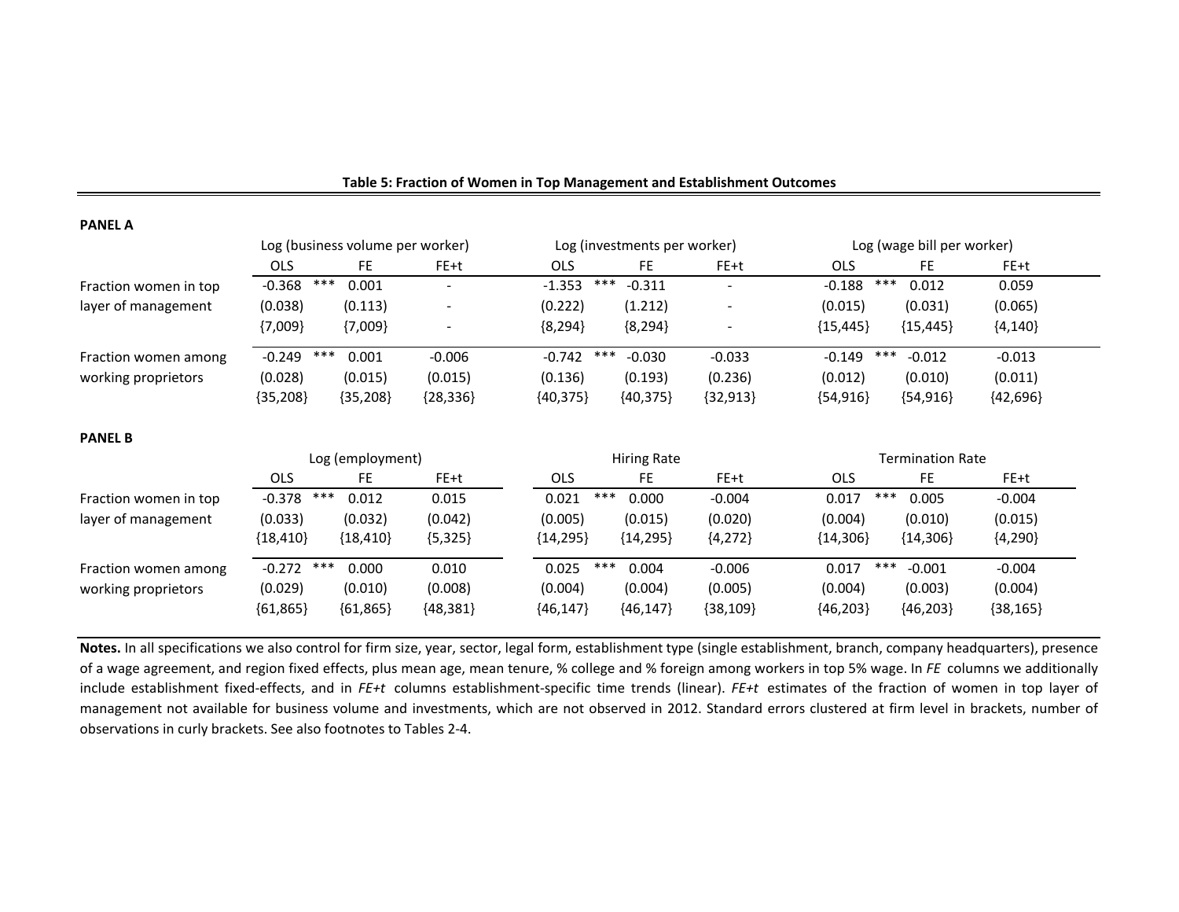**Table 5: Fraction of Women in Top Management and Establishment Outcomes**

**PANEL A**

| | Log (business volume per worker) | | | Log (investments per worker) | | | Log (wage bill per worker) | | |
|---|---|---|---|---|---|---|---|---|---|
| | OLS | FE | FE+t | OLS | FE | FE+t | OLS | FE | FE+t |
| Fraction women in top layer of management | -0.368 *** | 0.001 | - | -1.353 *** | -0.311 | - | -0.188 *** | 0.012 | 0.059 |
| | (0.038) | (0.113) | - | (0.222) | (1.212) | - | (0.015) | (0.031) | (0.065) |
| | {7,009} | {7,009} | - | {8,294} | {8,294} | - | {15,445} | {15,445} | {4,140} |
| Fraction women among working proprietors | -0.249 *** | 0.001 | -0.006 | -0.742 *** | -0.030 | -0.033 | -0.149 *** | -0.012 | -0.013 |
| | (0.028) | (0.015) | (0.015) | (0.136) | (0.193) | (0.236) | (0.012) | (0.010) | (0.011) |
| | {35,208} | {35,208} | {28,336} | {40,375} | {40,375} | {32,913} | {54,916} | {54,916} | {42,696} |

**PANEL B**

| | Log (employment) | | | Hiring Rate | | | Termination Rate | | |
|---|---|---|---|---|---|---|---|---|---|
| | OLS | FE | FE+t | OLS | FE | FE+t | OLS | FE | FE+t |
| Fraction women in top layer of management | -0.378 *** | 0.012 | 0.015 | 0.021 *** | 0.000 | -0.004 | 0.017 *** | 0.005 | -0.004 |
| | (0.033) | (0.032) | (0.042) | (0.005) | (0.015) | (0.020) | (0.004) | (0.010) | (0.015) |
| | {18,410} | {18,410} | {5,325} | {14,295} | {14,295} | {4,272} | {14,306} | {14,306} | {4,290} |
| Fraction women among working proprietors | -0.272 *** | 0.000 | 0.010 | 0.025 *** | 0.004 | -0.006 | 0.017 *** | -0.001 | -0.004 |
| | (0.029) | (0.010) | (0.008) | (0.004) | (0.004) | (0.005) | (0.004) | (0.003) | (0.004) |
| | {61,865} | {61,865} | {48,381} | {46,147} | {46,147} | {38,109} | {46,203} | {46,203} | {38,165} |

**Notes.** In all specifications we also control for firm size, year, sector, legal form, establishment type (single establishment, branch, company headquarters), presence of a wage agreement, and region fixed effects, plus mean age, mean tenure, % college and % foreign among workers in top 5% wage. In *FE* columns we additionally include establishment fixed-effects, and in *FE+t* columns establishment-specific time trends (linear). *FE+t* estimates of the fraction of women in top layer of management not available for business volume and investments, which are not observed in 2012. Standard errors clustered at firm level in brackets, number of observations in curly brackets. See also footnotes to Tables 2-4.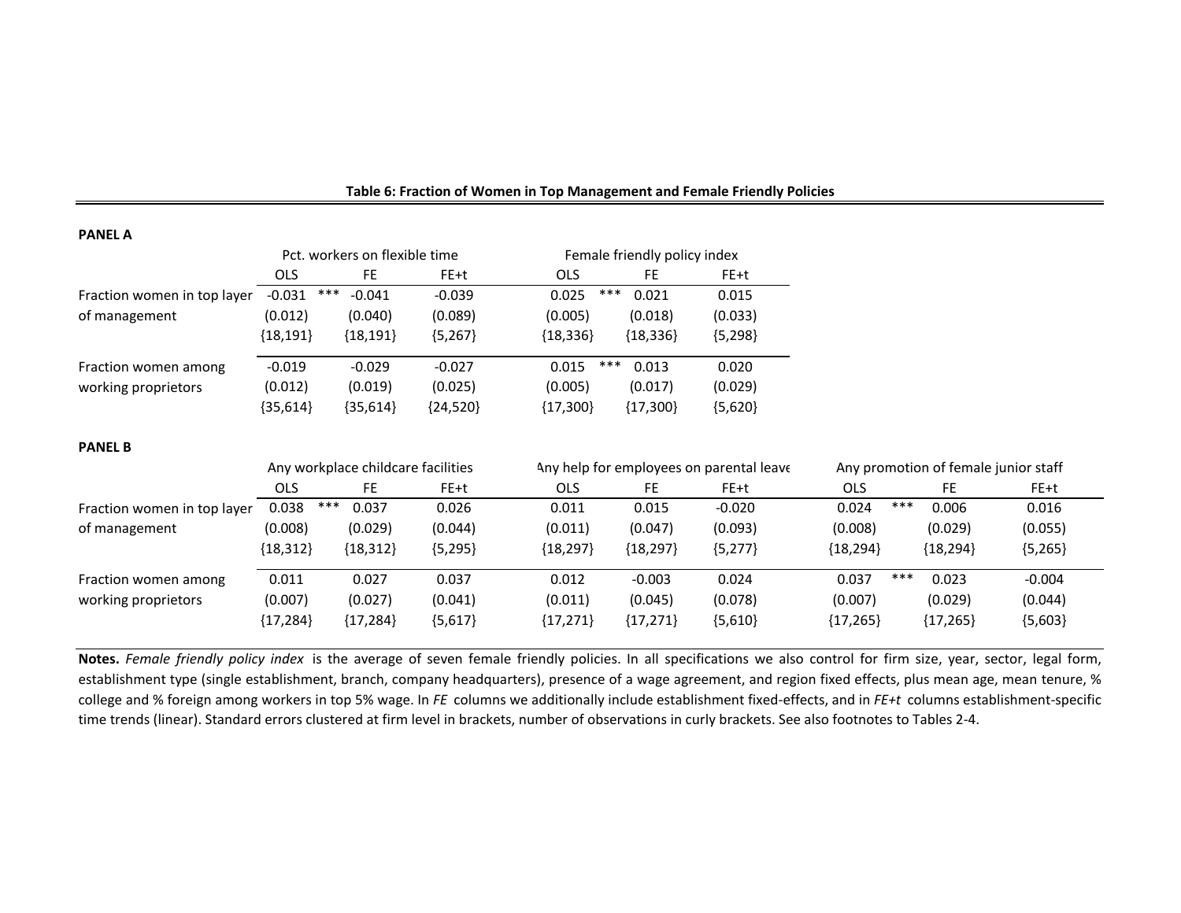**Table 6: Fraction of Women in Top Management and Female Friendly Policies**

**PANEL A**

| | Pct. workers on flexible time | | | Female friendly policy index | | |
|---|---|---|---|---|---|---|
| | OLS | FE | FE+t | OLS | FE | FE+t |
| Fraction women in top layer | -0.031 *** | -0.041 | -0.039 | 0.025 *** | 0.021 | 0.015 |
| of management | (0.012) | (0.040) | (0.089) | (0.005) | (0.018) | (0.033) |
| | {18,191} | {18,191} | {5,267} | {18,336} | {18,336} | {5,298} |
| Fraction women among | -0.019 | -0.029 | -0.027 | 0.015 *** | 0.013 | 0.020 |
| working proprietors | (0.012) | (0.019) | (0.025) | (0.005) | (0.017) | (0.029) |
| | {35,614} | {35,614} | {24,520} | {17,300} | {17,300} | {5,620} |

**PANEL B**

| | Any workplace childcare facilities | | | Any help for employees on parental leave | | | Any promotion of female junior staff | | |
|---|---|---|---|---|---|---|---|---|---|
| | OLS | FE | FE+t | OLS | FE | FE+t | OLS | FE | FE+t |
| Fraction women in top layer | 0.038 *** | 0.037 | 0.026 | 0.011 | 0.015 | -0.020 | 0.024 *** | 0.006 | 0.016 |
| of management | (0.008) | (0.029) | (0.044) | (0.011) | (0.047) | (0.093) | (0.008) | (0.029) | (0.055) |
| | {18,312} | {18,312} | {5,295} | {18,297} | {18,297} | {5,277} | {18,294} | {18,294} | {5,265} |
| Fraction women among | 0.011 | 0.027 | 0.037 | 0.012 | -0.003 | 0.024 | 0.037 *** | 0.023 | -0.004 |
| working proprietors | (0.007) | (0.027) | (0.041) | (0.011) | (0.045) | (0.078) | (0.007) | (0.029) | (0.044) |
| | {17,284} | {17,284} | {5,617} | {17,271} | {17,271} | {5,610} | {17,265} | {17,265} | {5,603} |

**Notes.** *Female friendly policy index* is the average of seven female friendly policies. In all specifications we also control for firm size, year, sector, legal form, establishment type (single establishment, branch, company headquarters), presence of a wage agreement, and region fixed effects, plus mean age, mean tenure, % college and % foreign among workers in top 5% wage. In *FE* columns we additionally include establishment fixed-effects, and in *FE+t* columns establishment-specific time trends (linear). Standard errors clustered at firm level in brackets, number of observations in curly brackets. See also footnotes to Tables 2-4.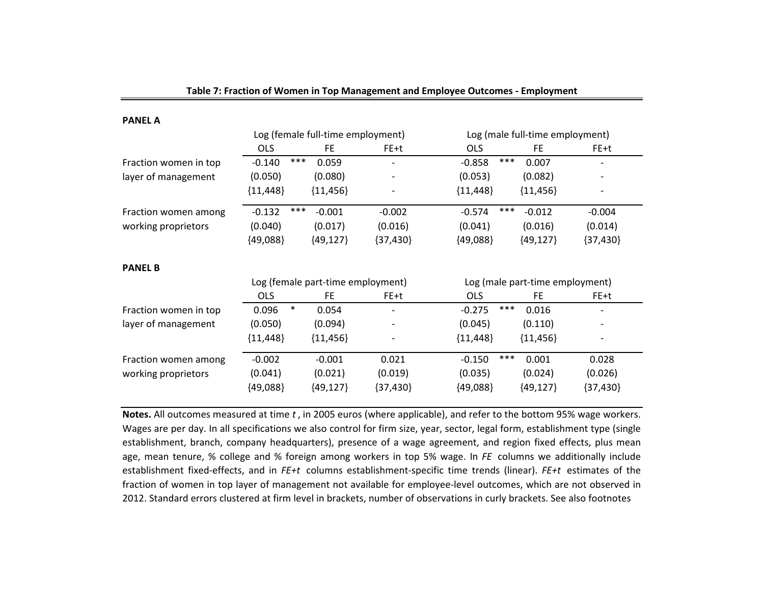**Table 7: Fraction of Women in Top Management and Employee Outcomes - Employment**

**PANEL A**

| | Log (female full-time employment) | | | Log (male full-time employment) | | |
|---|---|---|---|---|---|---|
| | OLS | FE | FE+t | OLS | FE | FE+t |
| Fraction women in top | -0.140 *** | 0.059 | - | -0.858 *** | 0.007 | - |
| layer of management | (0.050) | (0.080) | - | (0.053) | (0.082) | - |
| | {11,448} | {11,456} | - | {11,448} | {11,456} | - |
| Fraction women among | -0.132 *** | -0.001 | -0.002 | -0.574 *** | -0.012 | -0.004 |
| working proprietors | (0.040) | (0.017) | (0.016) | (0.041) | (0.016) | (0.014) |
| | {49,088} | {49,127} | {37,430} | {49,088} | {49,127} | {37,430} |

**PANEL B**

| | Log (female part-time employment) | | | Log (male part-time employment) | | |
|---|---|---|---|---|---|---|
| | OLS | FE | FE+t | OLS | FE | FE+t |
| Fraction women in top | 0.096 * | 0.054 | - | -0.275 *** | 0.016 | - |
| layer of management | (0.050) | (0.094) | - | (0.045) | (0.110) | - |
| | {11,448} | {11,456} | - | {11,448} | {11,456} | - |
| Fraction women among | -0.002 | -0.001 | 0.021 | -0.150 *** | 0.001 | 0.028 |
| working proprietors | (0.041) | (0.021) | (0.019) | (0.035) | (0.024) | (0.026) |
| | {49,088} | {49,127} | {37,430} | {49,088} | {49,127} | {37,430} |

**Notes.** All outcomes measured at time *t*, in 2005 euros (where applicable), and refer to the bottom 95% wage workers. Wages are per day. In all specifications we also control for firm size, year, sector, legal form, establishment type (single establishment, branch, company headquarters), presence of a wage agreement, and region fixed effects, plus mean age, mean tenure, % college and % foreign among workers in top 5% wage. In *FE* columns we additionally include establishment fixed-effects, and in *FE+t* columns establishment-specific time trends (linear). *FE+t* estimates of the fraction of women in top layer of management not available for employee-level outcomes, which are not observed in 2012. Standard errors clustered at firm level in brackets, number of observations in curly brackets. See also footnotes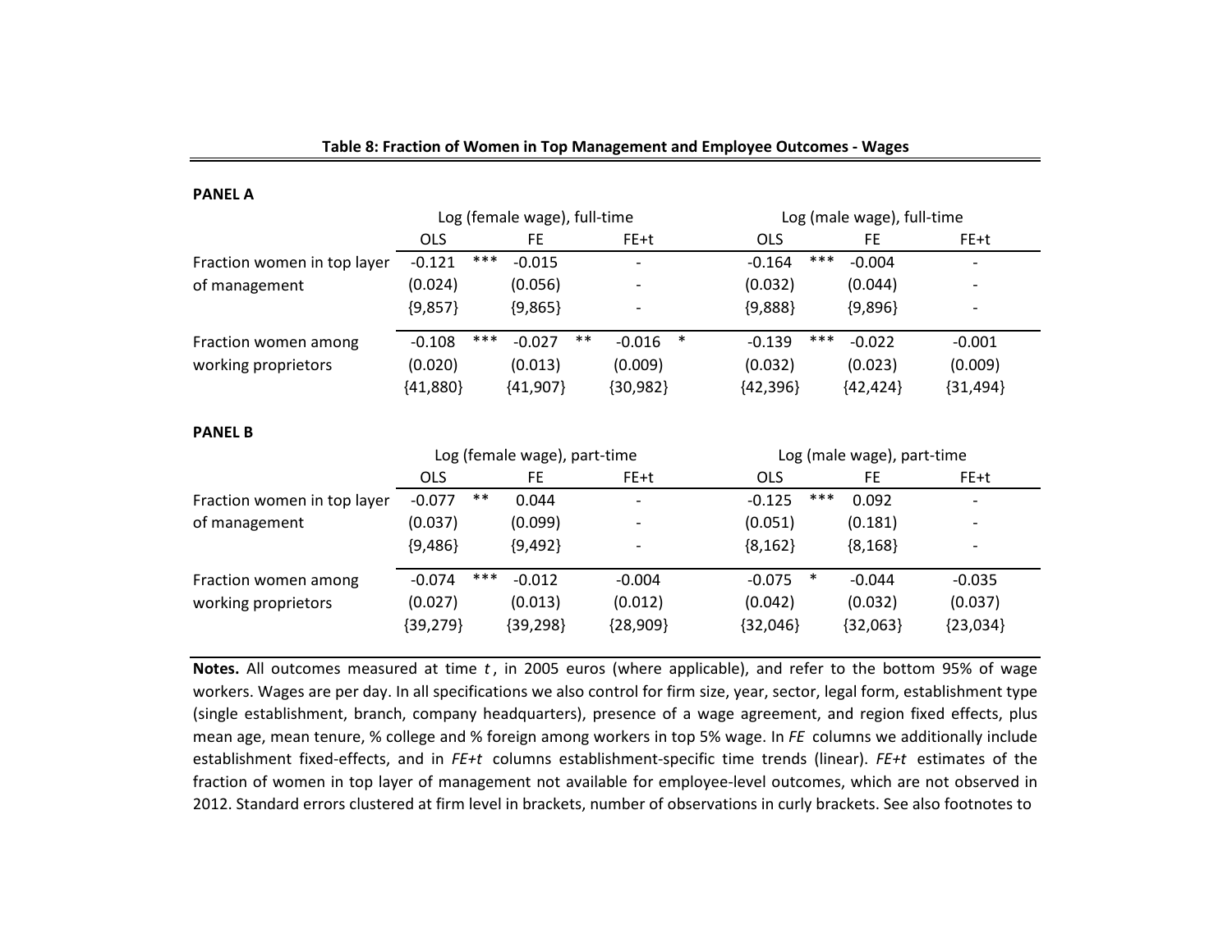**Table 8: Fraction of Women in Top Management and Employee Outcomes - Wages**

**PANEL A**

| | Log (female wage), full-time | | | Log (male wage), full-time | | |
|---|---|---|---|---|---|---|
| | OLS | FE | FE+t | OLS | FE | FE+t |
| Fraction women in top layer | -0.121 *** | -0.015 | - | -0.164 *** | -0.004 | - |
| of management | (0.024) | (0.056) | - | (0.032) | (0.044) | - |
| | {9,857} | {9,865} | - | {9,888} | {9,896} | - |
| Fraction women among | -0.108 *** | -0.027 ** | -0.016 * | -0.139 *** | -0.022 | -0.001 |
| working proprietors | (0.020) | (0.013) | (0.009) | (0.032) | (0.023) | (0.009) |
| | {41,880} | {41,907} | {30,982} | {42,396} | {42,424} | {31,494} |

**PANEL B**

| | Log (female wage), part-time | | | Log (male wage), part-time | | |
|---|---|---|---|---|---|---|
| | OLS | FE | FE+t | OLS | FE | FE+t |
| Fraction women in top layer | -0.077 ** | 0.044 | - | -0.125 *** | 0.092 | - |
| of management | (0.037) | (0.099) | - | (0.051) | (0.181) | - |
| | {9,486} | {9,492} | - | {8,162} | {8,168} | - |
| Fraction women among | -0.074 *** | -0.012 | -0.004 | -0.075 * | -0.044 | -0.035 |
| working proprietors | (0.027) | (0.013) | (0.012) | (0.042) | (0.032) | (0.037) |
| | {39,279} | {39,298} | {28,909} | {32,046} | {32,063} | {23,034} |

**Notes.** All outcomes measured at time *t*, in 2005 euros (where applicable), and refer to the bottom 95% of wage workers. Wages are per day. In all specifications we also control for firm size, year, sector, legal form, establishment type (single establishment, branch, company headquarters), presence of a wage agreement, and region fixed effects, plus mean age, mean tenure, % college and % foreign among workers in top 5% wage. In *FE* columns we additionally include establishment fixed-effects, and in *FE+t* columns establishment-specific time trends (linear). *FE+t* estimates of the fraction of women in top layer of management not available for employee-level outcomes, which are not observed in 2012. Standard errors clustered at firm level in brackets, number of observations in curly brackets. See also footnotes to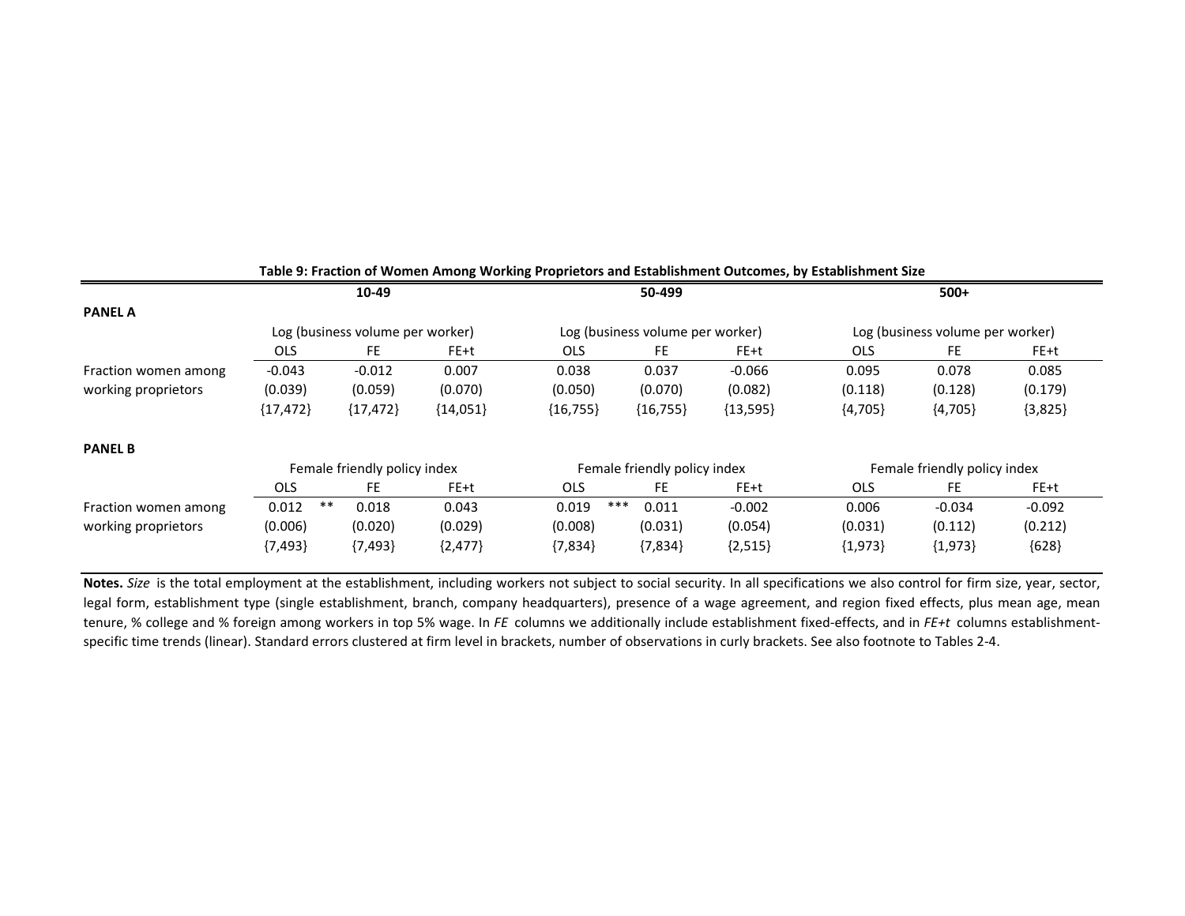**Table 9: Fraction of Women Among Working Proprietors and Establishment Outcomes, by Establishment Size**

| | 10-49 | | | 50-499 | | | 500+ | | |
|---|---|---|---|---|---|---|---|---|---|
| **PANEL A** | | | | | | | | | |
| | Log (business volume per worker) | | | Log (business volume per worker) | | | Log (business volume per worker) | | |
| | OLS | FE | FE+t | OLS | FE | FE+t | OLS | FE | FE+t |
| Fraction women among | -0.043 | -0.012 | 0.007 | 0.038 | 0.037 | -0.066 | 0.095 | 0.078 | 0.085 |
| working proprietors | (0.039) | (0.059) | (0.070) | (0.050) | (0.070) | (0.082) | (0.118) | (0.128) | (0.179) |
| | {17,472} | {17,472} | {14,051} | {16,755} | {16,755} | {13,595} | {4,705} | {4,705} | {3,825} |
| **PANEL B** | | | | | | | | | |
| | Female friendly policy index | | | Female friendly policy index | | | Female friendly policy index | | |
| | OLS | FE | FE+t | OLS | FE | FE+t | OLS | FE | FE+t |
| Fraction women among | 0.012 ** | 0.018 | 0.043 | 0.019 *** | 0.011 | -0.002 | 0.006 | -0.034 | -0.092 |
| working proprietors | (0.006) | (0.020) | (0.029) | (0.008) | (0.031) | (0.054) | (0.031) | (0.112) | (0.212) |
| | {7,493} | {7,493} | {2,477} | {7,834} | {7,834} | {2,515} | {1,973} | {1,973} | {628} |

**Notes.** *Size* is the total employment at the establishment, including workers not subject to social security. In all specifications we also control for firm size, year, sector, legal form, establishment type (single establishment, branch, company headquarters), presence of a wage agreement, and region fixed effects, plus mean age, mean tenure, % college and % foreign among workers in top 5% wage. In *FE* columns we additionally include establishment fixed-effects, and in *FE+t* columns establishment-specific time trends (linear). Standard errors clustered at firm level in brackets, number of observations in curly brackets. See also footnote to Tables 2-4.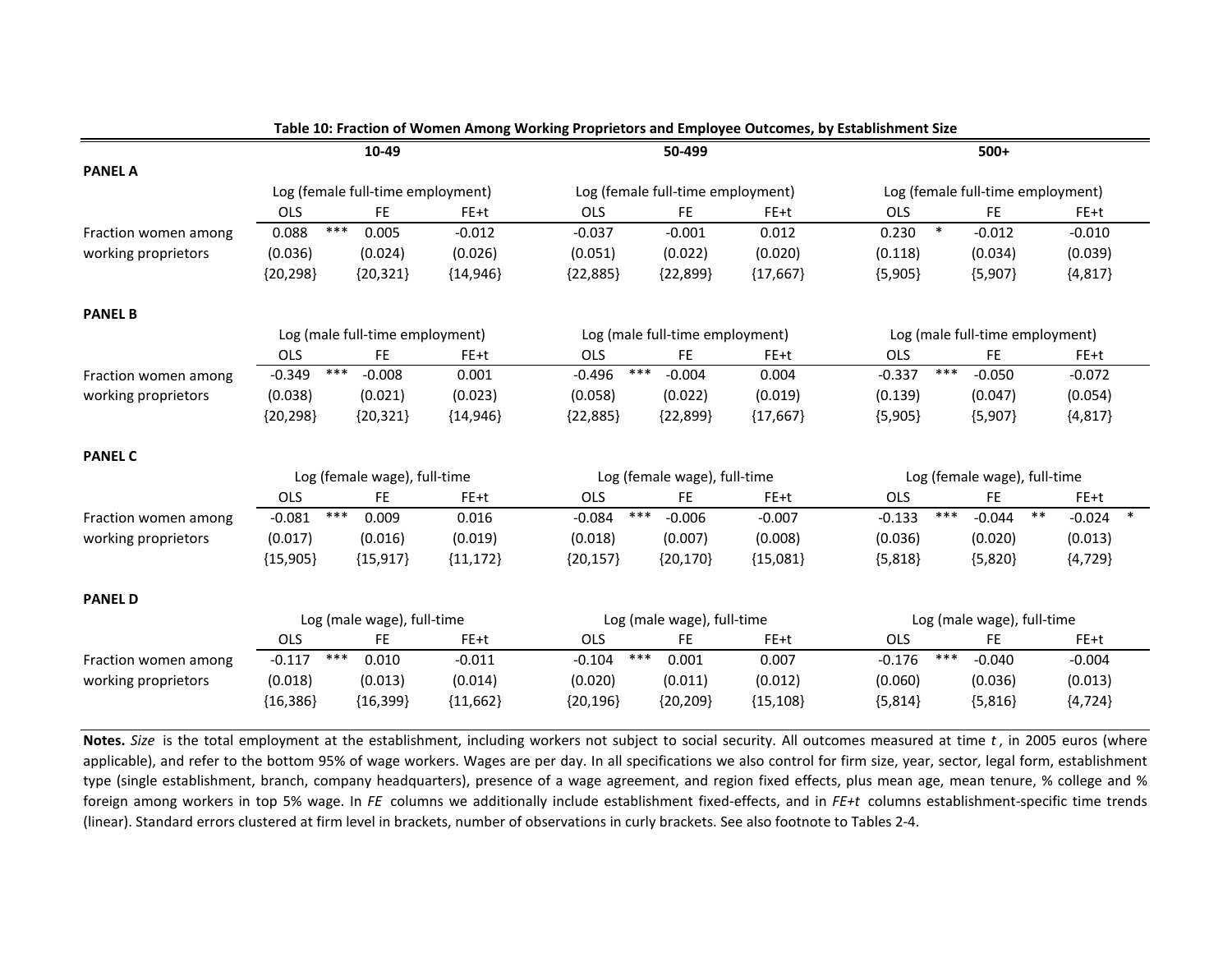**Table 10: Fraction of Women Among Working Proprietors and Employee Outcomes, by Establishment Size**

| | 10-49 | | | 50-499 | | | 500+ | | |
|---|---|---|---|---|---|---|---|---|---|
| **PANEL A** | | | | | | | | | |
| | Log (female full-time employment) | | | Log (female full-time employment) | | | Log (female full-time employment) | | |
| | OLS | FE | FE+t | OLS | FE | FE+t | OLS | FE | FE+t |
| Fraction women among | 0.088 *** | 0.005 | -0.012 | -0.037 | -0.001 | 0.012 | 0.230 * | -0.012 | -0.010 |
| working proprietors | (0.036) | (0.024) | (0.026) | (0.051) | (0.022) | (0.020) | (0.118) | (0.034) | (0.039) |
| | {20,298} | {20,321} | {14,946} | {22,885} | {22,899} | {17,667} | {5,905} | {5,907} | {4,817} |
| **PANEL B** | | | | | | | | | |
| | Log (male full-time employment) | | | Log (male full-time employment) | | | Log (male full-time employment) | | |
| | OLS | FE | FE+t | OLS | FE | FE+t | OLS | FE | FE+t |
| Fraction women among | -0.349 *** | -0.008 | 0.001 | -0.496 *** | -0.004 | 0.004 | -0.337 *** | -0.050 | -0.072 |
| working proprietors | (0.038) | (0.021) | (0.023) | (0.058) | (0.022) | (0.019) | (0.139) | (0.047) | (0.054) |
| | {20,298} | {20,321} | {14,946} | {22,885} | {22,899} | {17,667} | {5,905} | {5,907} | {4,817} |
| **PANEL C** | | | | | | | | | |
| | Log (female wage), full-time | | | Log (female wage), full-time | | | Log (female wage), full-time | | |
| | OLS | FE | FE+t | OLS | FE | FE+t | OLS | FE | FE+t |
| Fraction women among | -0.081 *** | 0.009 | 0.016 | -0.084 *** | -0.006 | -0.007 | -0.133 *** | -0.044 ** | -0.024 * |
| working proprietors | (0.017) | (0.016) | (0.019) | (0.018) | (0.007) | (0.008) | (0.036) | (0.020) | (0.013) |
| | {15,905} | {15,917} | {11,172} | {20,157} | {20,170} | {15,081} | {5,818} | {5,820} | {4,729} |
| **PANEL D** | | | | | | | | | |
| | Log (male wage), full-time | | | Log (male wage), full-time | | | Log (male wage), full-time | | |
| | OLS | FE | FE+t | OLS | FE | FE+t | OLS | FE | FE+t |
| Fraction women among | -0.117 *** | 0.010 | -0.011 | -0.104 *** | 0.001 | 0.007 | -0.176 *** | -0.040 | -0.004 |
| working proprietors | (0.018) | (0.013) | (0.014) | (0.020) | (0.011) | (0.012) | (0.060) | (0.036) | (0.013) |
| | {16,386} | {16,399} | {11,662} | {20,196} | {20,209} | {15,108} | {5,814} | {5,816} | {4,724} |

**Notes.** *Size* is the total employment at the establishment, including workers not subject to social security. All outcomes measured at time *t*, in 2005 euros (where applicable), and refer to the bottom 95% of wage workers. Wages are per day. In all specifications we also control for firm size, year, sector, legal form, establishment type (single establishment, branch, company headquarters), presence of a wage agreement, and region fixed effects, plus mean age, mean tenure, % college and % foreign among workers in top 5% wage. In *FE* columns we additionally include establishment fixed-effects, and in *FE+t* columns establishment-specific time trends (linear). Standard errors clustered at firm level in brackets, number of observations in curly brackets. See also footnote to Tables 2-4.